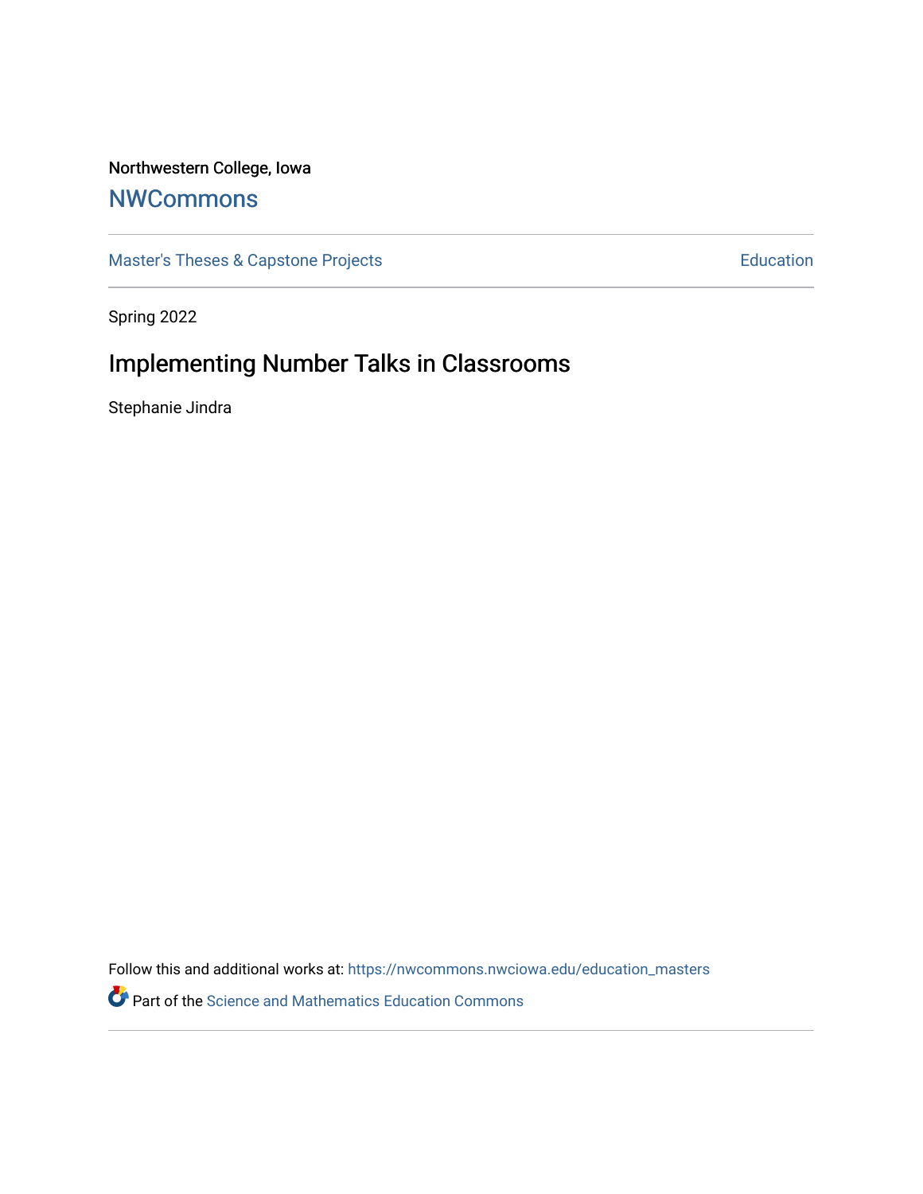Northwestern College, Iowa

## NWCommons

Master's Theses & Capstone Projects

Education

Spring 2022

# Implementing Number Talks in Classrooms

Stephanie Jindra

Follow this and additional works at: https://nwcommons.nwciowa.edu/education_masters

Part of the Science and Mathematics Education Commons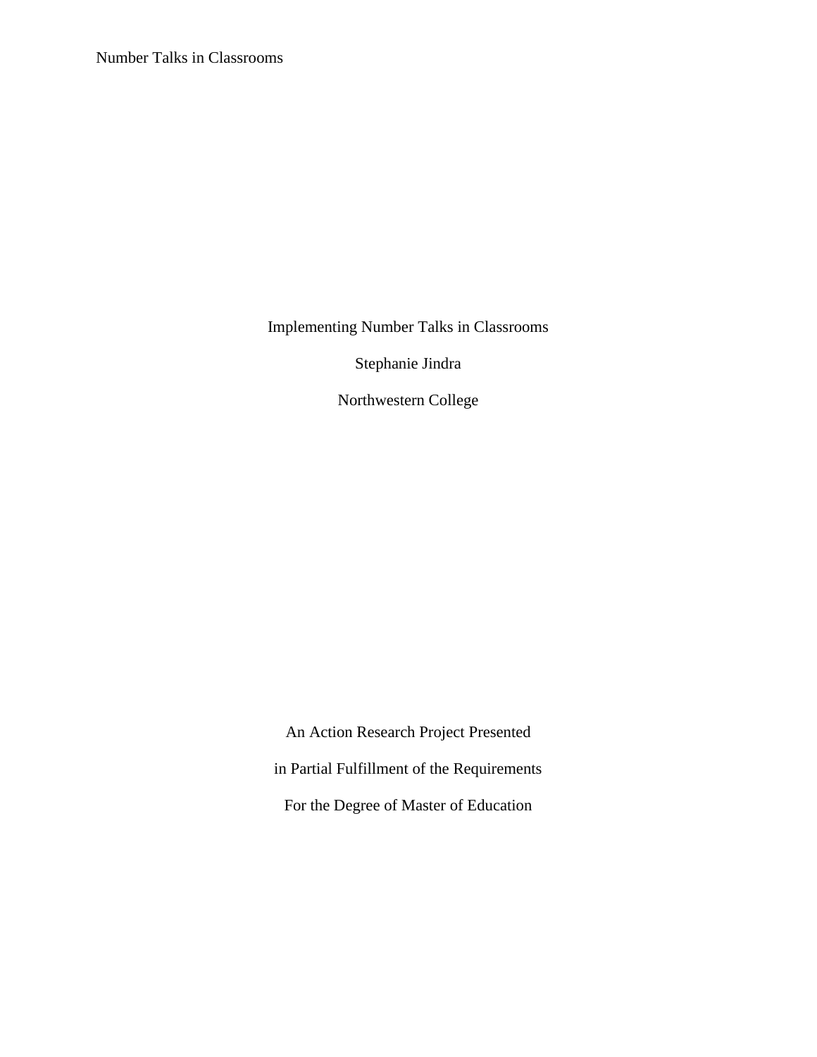Implementing Number Talks in Classrooms

Stephanie Jindra

Northwestern College

An Action Research Project Presented

in Partial Fulfillment of the Requirements

For the Degree of Master of Education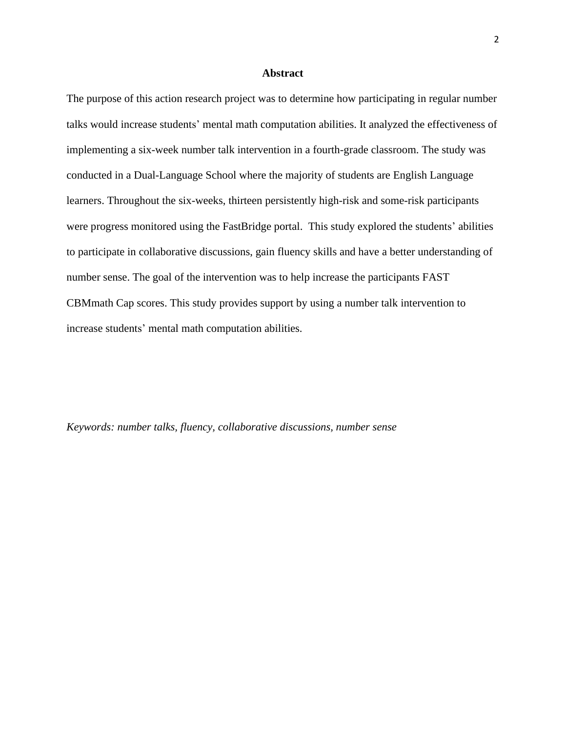# Abstract

The purpose of this action research project was to determine how participating in regular number talks would increase students' mental math computation abilities. It analyzed the effectiveness of implementing a six-week number talk intervention in a fourth-grade classroom. The study was conducted in a Dual-Language School where the majority of students are English Language learners. Throughout the six-weeks, thirteen persistently high-risk and some-risk participants were progress monitored using the FastBridge portal. This study explored the students' abilities to participate in collaborative discussions, gain fluency skills and have a better understanding of number sense. The goal of the intervention was to help increase the participants FAST CBMmath Cap scores. This study provides support by using a number talk intervention to increase students' mental math computation abilities.

*Keywords: number talks, fluency, collaborative discussions, number sense*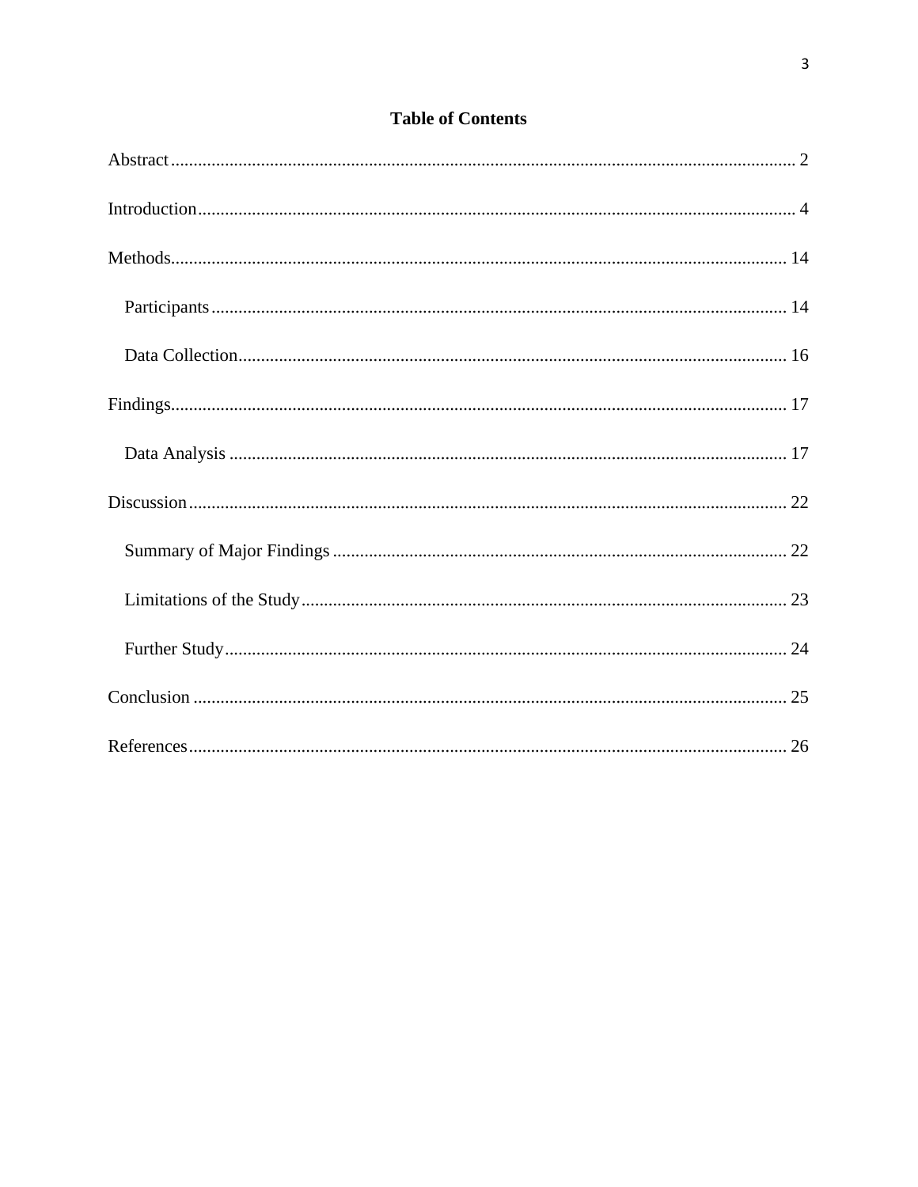# Table of Contents

Abstract ........................................................................................................................................ 2

Introduction ................................................................................................................................... 4

Methods ........................................................................................................................................ 14

- Participants ............................................................................................................................. 14
- Data Collection ........................................................................................................................ 16

Findings ........................................................................................................................................ 17

- Data Analysis .......................................................................................................................... 17

Discussion .................................................................................................................................... 22

- Summary of Major Findings ................................................................................................... 22
- Limitations of the Study .......................................................................................................... 23
- Further Study ........................................................................................................................... 24

Conclusion ................................................................................................................................... 25

References .................................................................................................................................... 26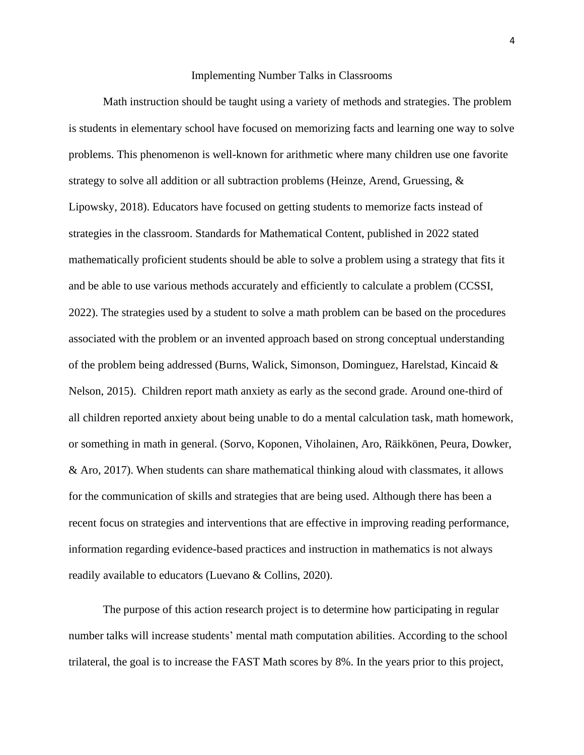# Implementing Number Talks in Classrooms

Math instruction should be taught using a variety of methods and strategies. The problem is students in elementary school have focused on memorizing facts and learning one way to solve problems. This phenomenon is well-known for arithmetic where many children use one favorite strategy to solve all addition or all subtraction problems (Heinze, Arend, Gruessing, & Lipowsky, 2018). Educators have focused on getting students to memorize facts instead of strategies in the classroom. Standards for Mathematical Content, published in 2022 stated mathematically proficient students should be able to solve a problem using a strategy that fits it and be able to use various methods accurately and efficiently to calculate a problem (CCSSI, 2022). The strategies used by a student to solve a math problem can be based on the procedures associated with the problem or an invented approach based on strong conceptual understanding of the problem being addressed (Burns, Walick, Simonson, Dominguez, Harelstad, Kincaid & Nelson, 2015). Children report math anxiety as early as the second grade. Around one-third of all children reported anxiety about being unable to do a mental calculation task, math homework, or something in math in general. (Sorvo, Koponen, Viholainen, Aro, Räikkönen, Peura, Dowker, & Aro, 2017). When students can share mathematical thinking aloud with classmates, it allows for the communication of skills and strategies that are being used. Although there has been a recent focus on strategies and interventions that are effective in improving reading performance, information regarding evidence-based practices and instruction in mathematics is not always readily available to educators (Luevano & Collins, 2020).

The purpose of this action research project is to determine how participating in regular number talks will increase students' mental math computation abilities. According to the school trilateral, the goal is to increase the FAST Math scores by 8%. In the years prior to this project,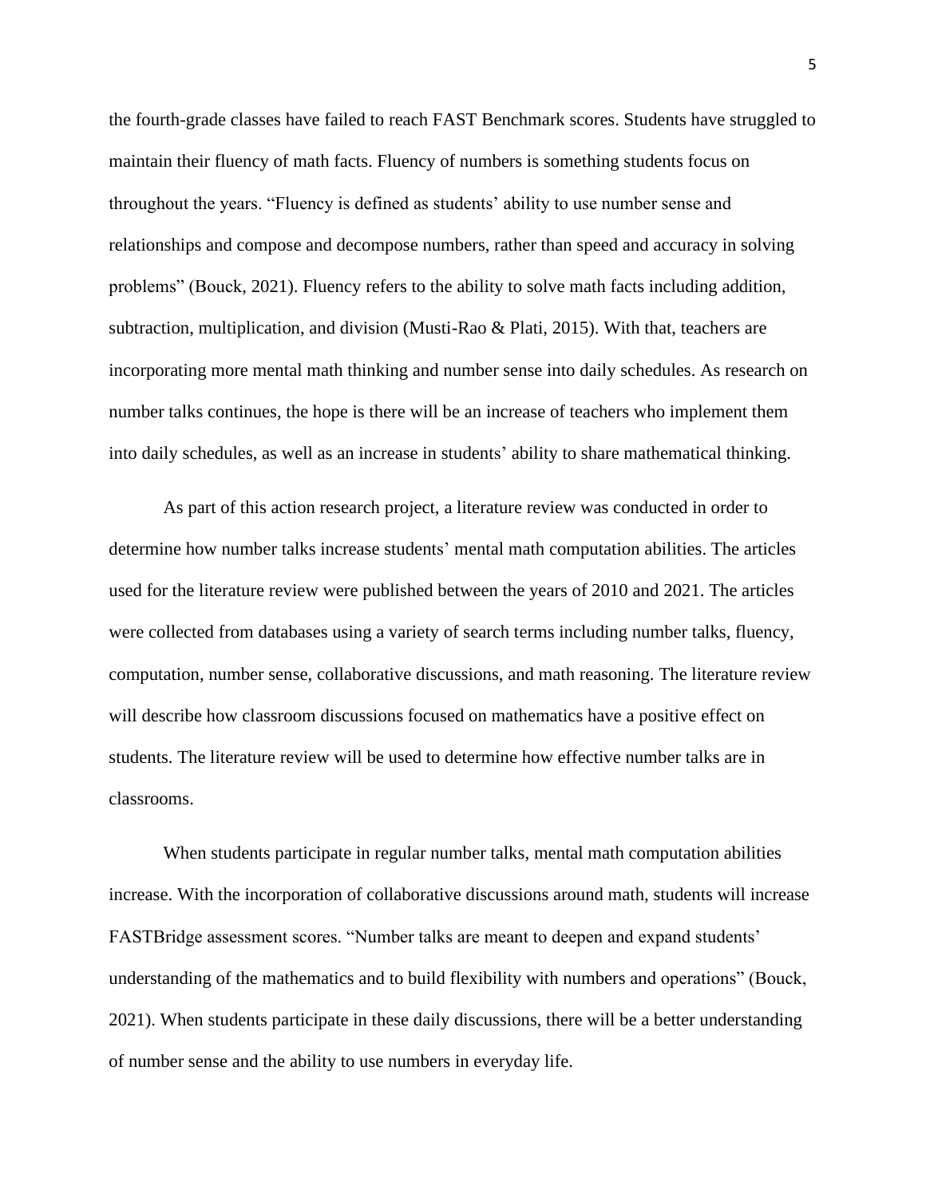the fourth-grade classes have failed to reach FAST Benchmark scores. Students have struggled to maintain their fluency of math facts. Fluency of numbers is something students focus on throughout the years. "Fluency is defined as students' ability to use number sense and relationships and compose and decompose numbers, rather than speed and accuracy in solving problems" (Bouck, 2021). Fluency refers to the ability to solve math facts including addition, subtraction, multiplication, and division (Musti-Rao & Plati, 2015). With that, teachers are incorporating more mental math thinking and number sense into daily schedules. As research on number talks continues, the hope is there will be an increase of teachers who implement them into daily schedules, as well as an increase in students' ability to share mathematical thinking.

As part of this action research project, a literature review was conducted in order to determine how number talks increase students' mental math computation abilities. The articles used for the literature review were published between the years of 2010 and 2021. The articles were collected from databases using a variety of search terms including number talks, fluency, computation, number sense, collaborative discussions, and math reasoning. The literature review will describe how classroom discussions focused on mathematics have a positive effect on students. The literature review will be used to determine how effective number talks are in classrooms.

When students participate in regular number talks, mental math computation abilities increase. With the incorporation of collaborative discussions around math, students will increase FASTBridge assessment scores. "Number talks are meant to deepen and expand students' understanding of the mathematics and to build flexibility with numbers and operations" (Bouck, 2021). When students participate in these daily discussions, there will be a better understanding of number sense and the ability to use numbers in everyday life.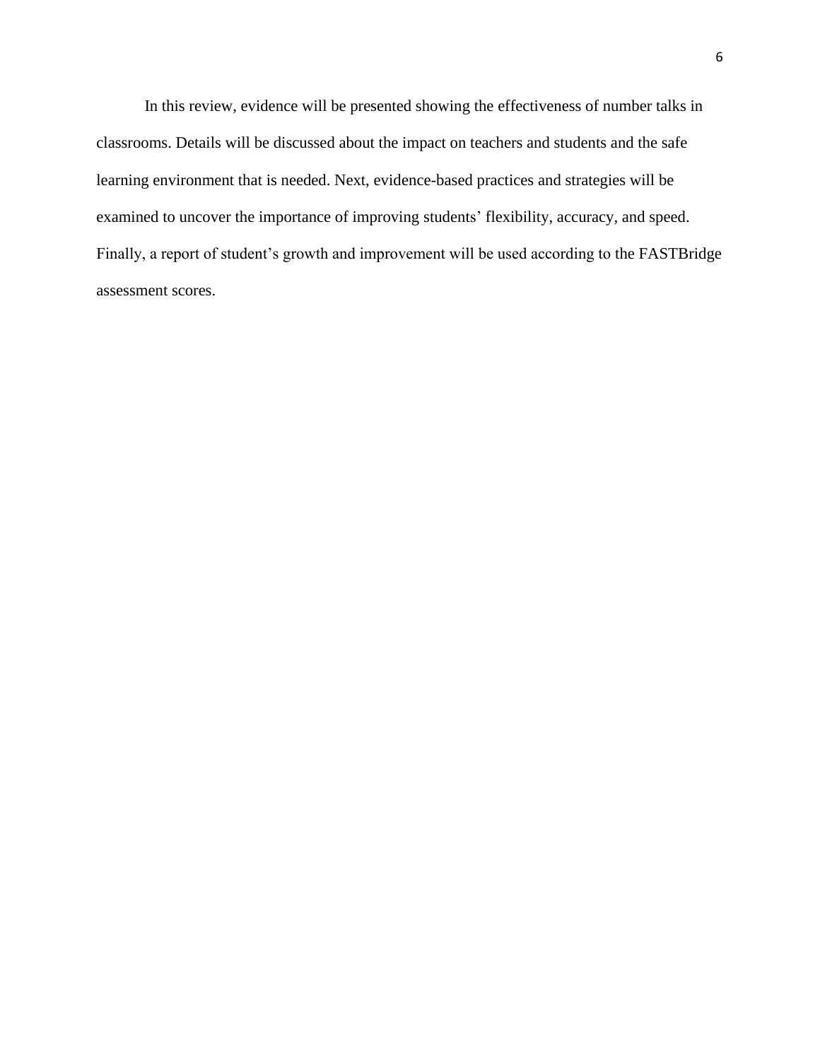In this review, evidence will be presented showing the effectiveness of number talks in classrooms. Details will be discussed about the impact on teachers and students and the safe learning environment that is needed. Next, evidence-based practices and strategies will be examined to uncover the importance of improving students' flexibility, accuracy, and speed. Finally, a report of student's growth and improvement will be used according to the FASTBridge assessment scores.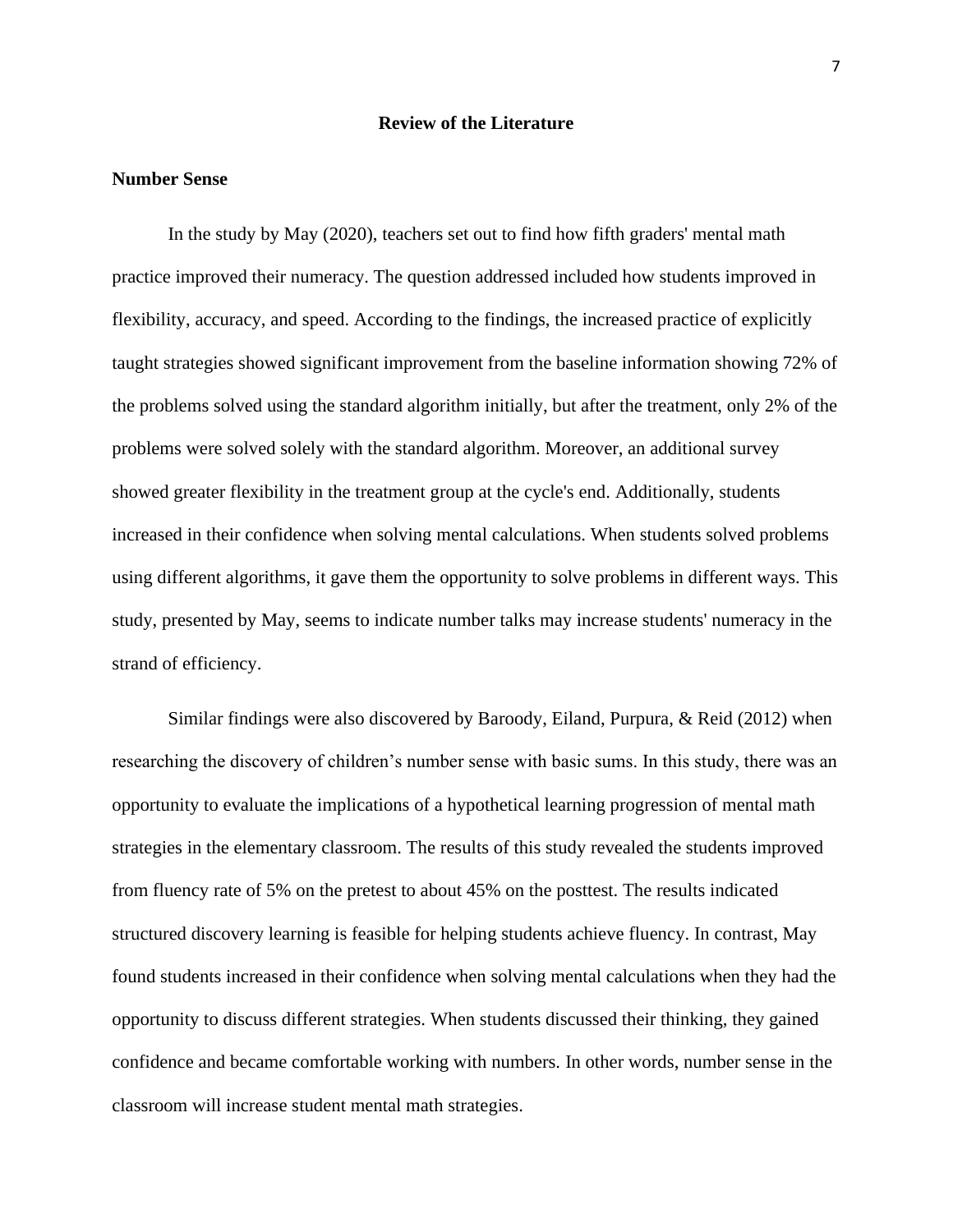## Review of the Literature

### Number Sense

In the study by May (2020), teachers set out to find how fifth graders' mental math practice improved their numeracy. The question addressed included how students improved in flexibility, accuracy, and speed. According to the findings, the increased practice of explicitly taught strategies showed significant improvement from the baseline information showing 72% of the problems solved using the standard algorithm initially, but after the treatment, only 2% of the problems were solved solely with the standard algorithm. Moreover, an additional survey showed greater flexibility in the treatment group at the cycle's end. Additionally, students increased in their confidence when solving mental calculations. When students solved problems using different algorithms, it gave them the opportunity to solve problems in different ways. This study, presented by May, seems to indicate number talks may increase students' numeracy in the strand of efficiency.

Similar findings were also discovered by Baroody, Eiland, Purpura, & Reid (2012) when researching the discovery of children's number sense with basic sums. In this study, there was an opportunity to evaluate the implications of a hypothetical learning progression of mental math strategies in the elementary classroom. The results of this study revealed the students improved from fluency rate of 5% on the pretest to about 45% on the posttest. The results indicated structured discovery learning is feasible for helping students achieve fluency. In contrast, May found students increased in their confidence when solving mental calculations when they had the opportunity to discuss different strategies. When students discussed their thinking, they gained confidence and became comfortable working with numbers. In other words, number sense in the classroom will increase student mental math strategies.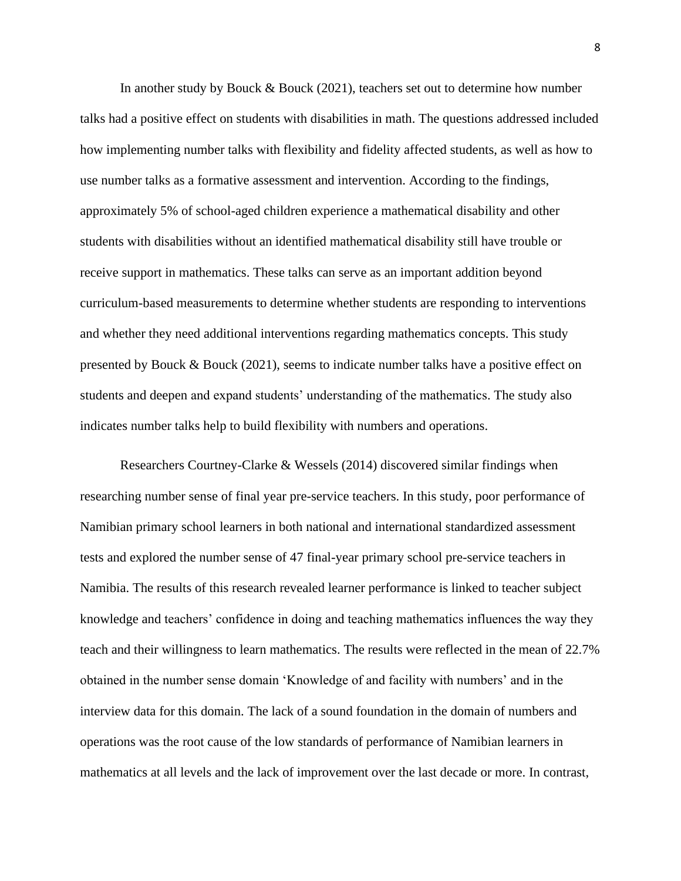In another study by Bouck & Bouck (2021), teachers set out to determine how number talks had a positive effect on students with disabilities in math. The questions addressed included how implementing number talks with flexibility and fidelity affected students, as well as how to use number talks as a formative assessment and intervention. According to the findings, approximately 5% of school-aged children experience a mathematical disability and other students with disabilities without an identified mathematical disability still have trouble or receive support in mathematics. These talks can serve as an important addition beyond curriculum-based measurements to determine whether students are responding to interventions and whether they need additional interventions regarding mathematics concepts. This study presented by Bouck & Bouck (2021), seems to indicate number talks have a positive effect on students and deepen and expand students' understanding of the mathematics. The study also indicates number talks help to build flexibility with numbers and operations.

Researchers Courtney-Clarke & Wessels (2014) discovered similar findings when researching number sense of final year pre-service teachers. In this study, poor performance of Namibian primary school learners in both national and international standardized assessment tests and explored the number sense of 47 final-year primary school pre-service teachers in Namibia. The results of this research revealed learner performance is linked to teacher subject knowledge and teachers' confidence in doing and teaching mathematics influences the way they teach and their willingness to learn mathematics. The results were reflected in the mean of 22.7% obtained in the number sense domain 'Knowledge of and facility with numbers' and in the interview data for this domain. The lack of a sound foundation in the domain of numbers and operations was the root cause of the low standards of performance of Namibian learners in mathematics at all levels and the lack of improvement over the last decade or more. In contrast,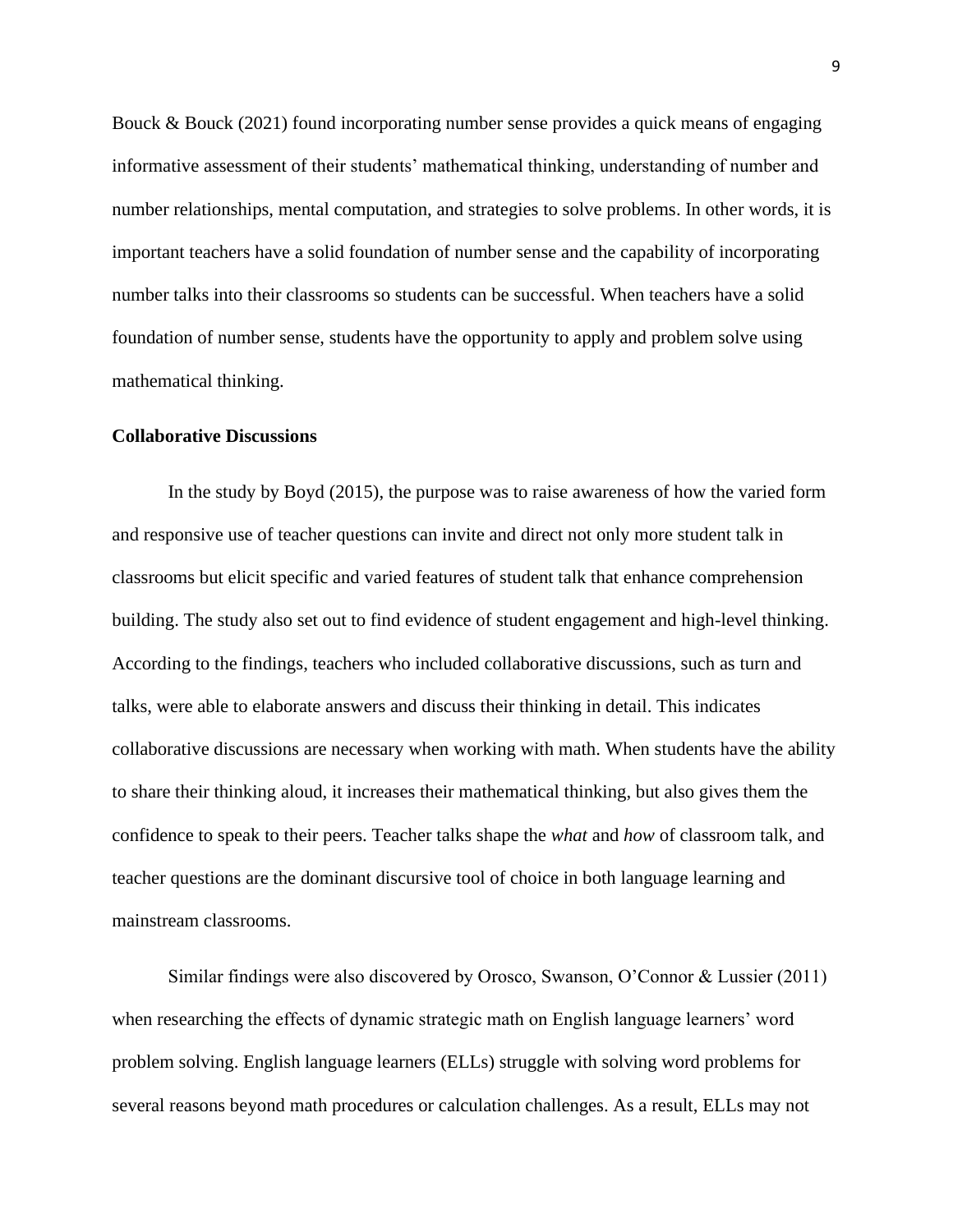Bouck & Bouck (2021) found incorporating number sense provides a quick means of engaging informative assessment of their students' mathematical thinking, understanding of number and number relationships, mental computation, and strategies to solve problems. In other words, it is important teachers have a solid foundation of number sense and the capability of incorporating number talks into their classrooms so students can be successful. When teachers have a solid foundation of number sense, students have the opportunity to apply and problem solve using mathematical thinking.

**Collaborative Discussions**

In the study by Boyd (2015), the purpose was to raise awareness of how the varied form and responsive use of teacher questions can invite and direct not only more student talk in classrooms but elicit specific and varied features of student talk that enhance comprehension building. The study also set out to find evidence of student engagement and high-level thinking. According to the findings, teachers who included collaborative discussions, such as turn and talks, were able to elaborate answers and discuss their thinking in detail. This indicates collaborative discussions are necessary when working with math. When students have the ability to share their thinking aloud, it increases their mathematical thinking, but also gives them the confidence to speak to their peers. Teacher talks shape the *what* and *how* of classroom talk, and teacher questions are the dominant discursive tool of choice in both language learning and mainstream classrooms.

Similar findings were also discovered by Orosco, Swanson, O'Connor & Lussier (2011) when researching the effects of dynamic strategic math on English language learners' word problem solving. English language learners (ELLs) struggle with solving word problems for several reasons beyond math procedures or calculation challenges. As a result, ELLs may not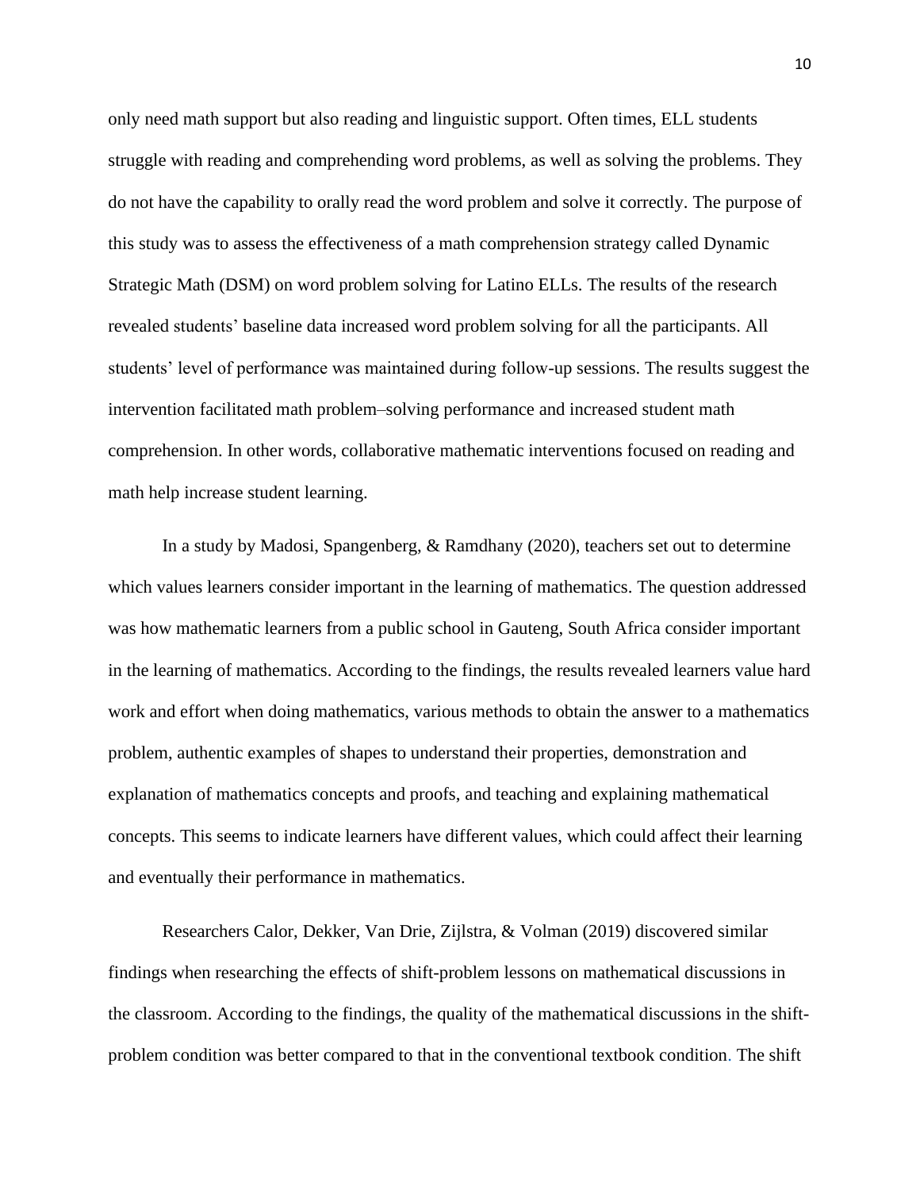only need math support but also reading and linguistic support. Often times, ELL students struggle with reading and comprehending word problems, as well as solving the problems. They do not have the capability to orally read the word problem and solve it correctly. The purpose of this study was to assess the effectiveness of a math comprehension strategy called Dynamic Strategic Math (DSM) on word problem solving for Latino ELLs. The results of the research revealed students' baseline data increased word problem solving for all the participants. All students' level of performance was maintained during follow-up sessions. The results suggest the intervention facilitated math problem–solving performance and increased student math comprehension. In other words, collaborative mathematic interventions focused on reading and math help increase student learning.

In a study by Madosi, Spangenberg, & Ramdhany (2020), teachers set out to determine which values learners consider important in the learning of mathematics. The question addressed was how mathematic learners from a public school in Gauteng, South Africa consider important in the learning of mathematics. According to the findings, the results revealed learners value hard work and effort when doing mathematics, various methods to obtain the answer to a mathematics problem, authentic examples of shapes to understand their properties, demonstration and explanation of mathematics concepts and proofs, and teaching and explaining mathematical concepts. This seems to indicate learners have different values, which could affect their learning and eventually their performance in mathematics.

Researchers Calor, Dekker, Van Drie, Zijlstra, & Volman (2019) discovered similar findings when researching the effects of shift-problem lessons on mathematical discussions in the classroom. According to the findings, the quality of the mathematical discussions in the shift-problem condition was better compared to that in the conventional textbook condition. The shift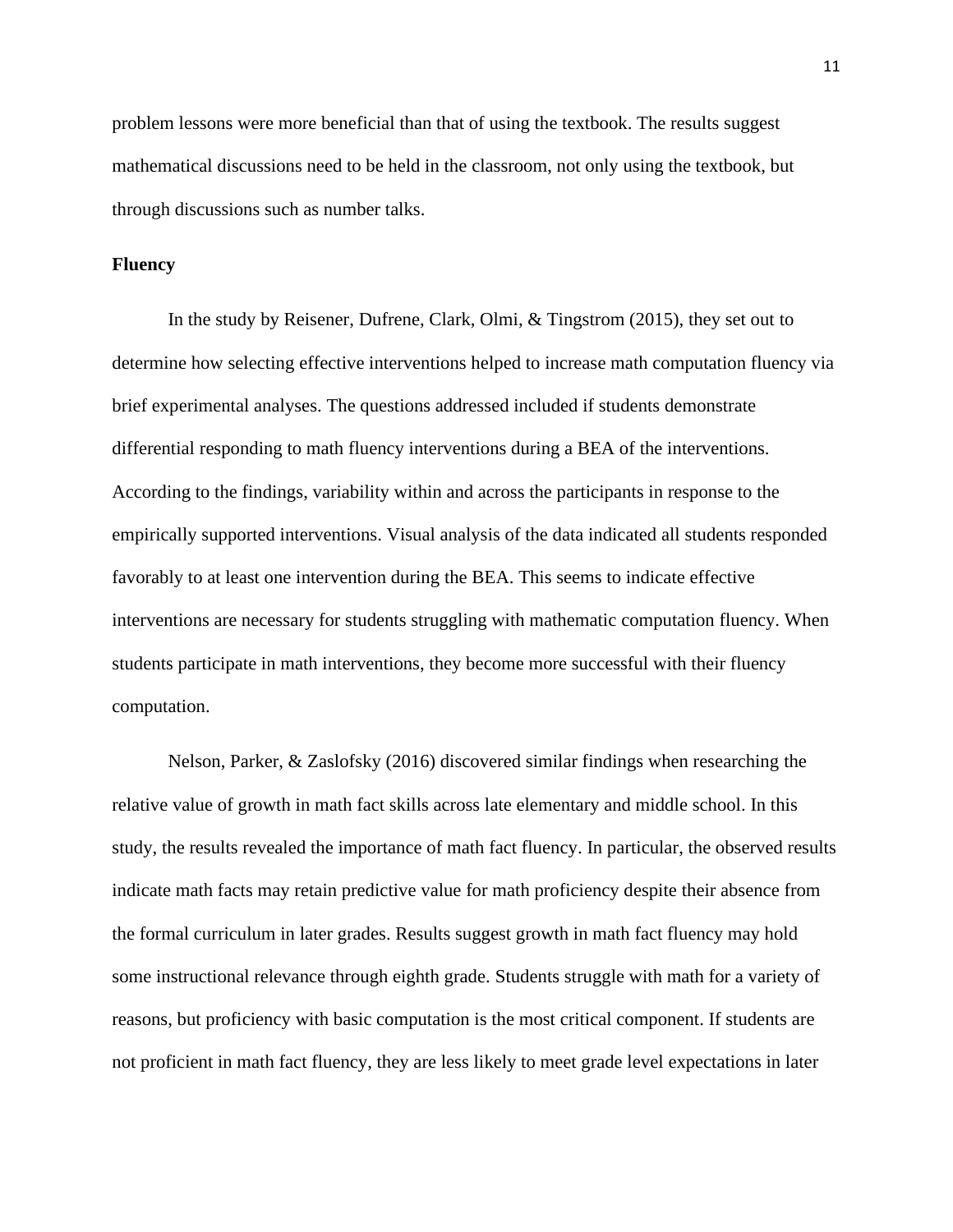problem lessons were more beneficial than that of using the textbook. The results suggest mathematical discussions need to be held in the classroom, not only using the textbook, but through discussions such as number talks.

**Fluency**

In the study by Reisener, Dufrene, Clark, Olmi, & Tingstrom (2015), they set out to determine how selecting effective interventions helped to increase math computation fluency via brief experimental analyses. The questions addressed included if students demonstrate differential responding to math fluency interventions during a BEA of the interventions. According to the findings, variability within and across the participants in response to the empirically supported interventions. Visual analysis of the data indicated all students responded favorably to at least one intervention during the BEA. This seems to indicate effective interventions are necessary for students struggling with mathematic computation fluency. When students participate in math interventions, they become more successful with their fluency computation.

Nelson, Parker, & Zaslofsky (2016) discovered similar findings when researching the relative value of growth in math fact skills across late elementary and middle school. In this study, the results revealed the importance of math fact fluency. In particular, the observed results indicate math facts may retain predictive value for math proficiency despite their absence from the formal curriculum in later grades. Results suggest growth in math fact fluency may hold some instructional relevance through eighth grade. Students struggle with math for a variety of reasons, but proficiency with basic computation is the most critical component. If students are not proficient in math fact fluency, they are less likely to meet grade level expectations in later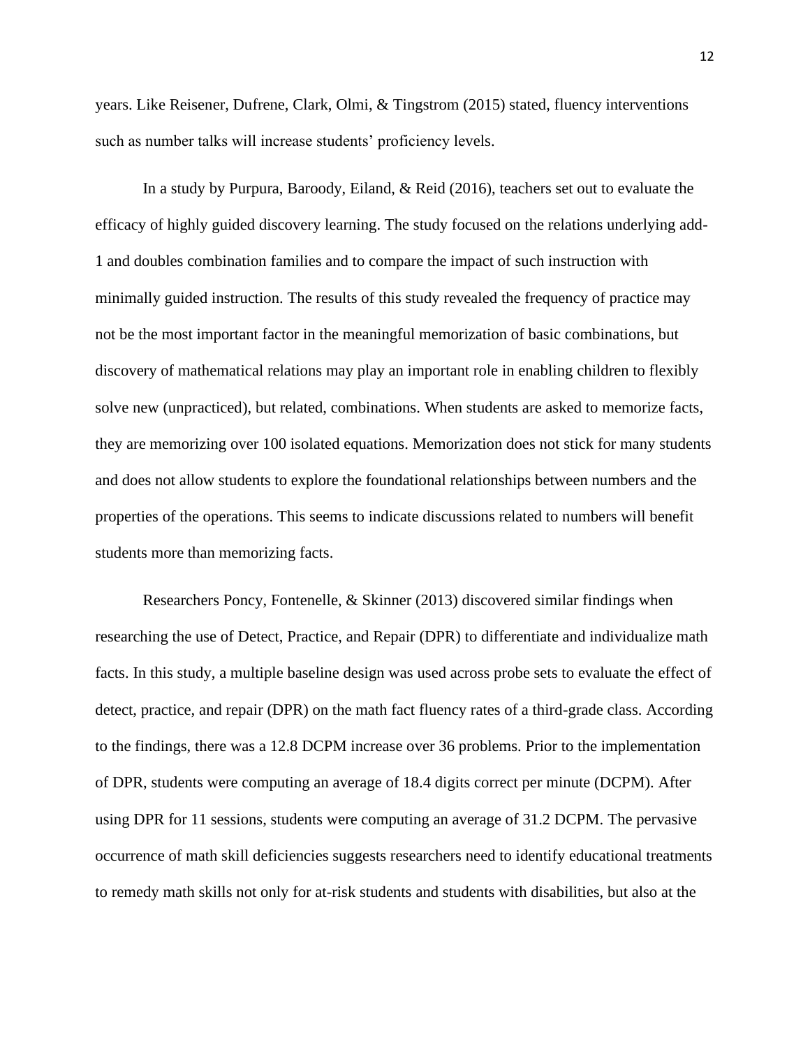years. Like Reisener, Dufrene, Clark, Olmi, & Tingstrom (2015) stated, fluency interventions such as number talks will increase students' proficiency levels.

In a study by Purpura, Baroody, Eiland, & Reid (2016), teachers set out to evaluate the efficacy of highly guided discovery learning. The study focused on the relations underlying add-1 and doubles combination families and to compare the impact of such instruction with minimally guided instruction. The results of this study revealed the frequency of practice may not be the most important factor in the meaningful memorization of basic combinations, but discovery of mathematical relations may play an important role in enabling children to flexibly solve new (unpracticed), but related, combinations. When students are asked to memorize facts, they are memorizing over 100 isolated equations. Memorization does not stick for many students and does not allow students to explore the foundational relationships between numbers and the properties of the operations. This seems to indicate discussions related to numbers will benefit students more than memorizing facts.

Researchers Poncy, Fontenelle, & Skinner (2013) discovered similar findings when researching the use of Detect, Practice, and Repair (DPR) to differentiate and individualize math facts. In this study, a multiple baseline design was used across probe sets to evaluate the effect of detect, practice, and repair (DPR) on the math fact fluency rates of a third-grade class. According to the findings, there was a 12.8 DCPM increase over 36 problems. Prior to the implementation of DPR, students were computing an average of 18.4 digits correct per minute (DCPM). After using DPR for 11 sessions, students were computing an average of 31.2 DCPM. The pervasive occurrence of math skill deficiencies suggests researchers need to identify educational treatments to remedy math skills not only for at-risk students and students with disabilities, but also at the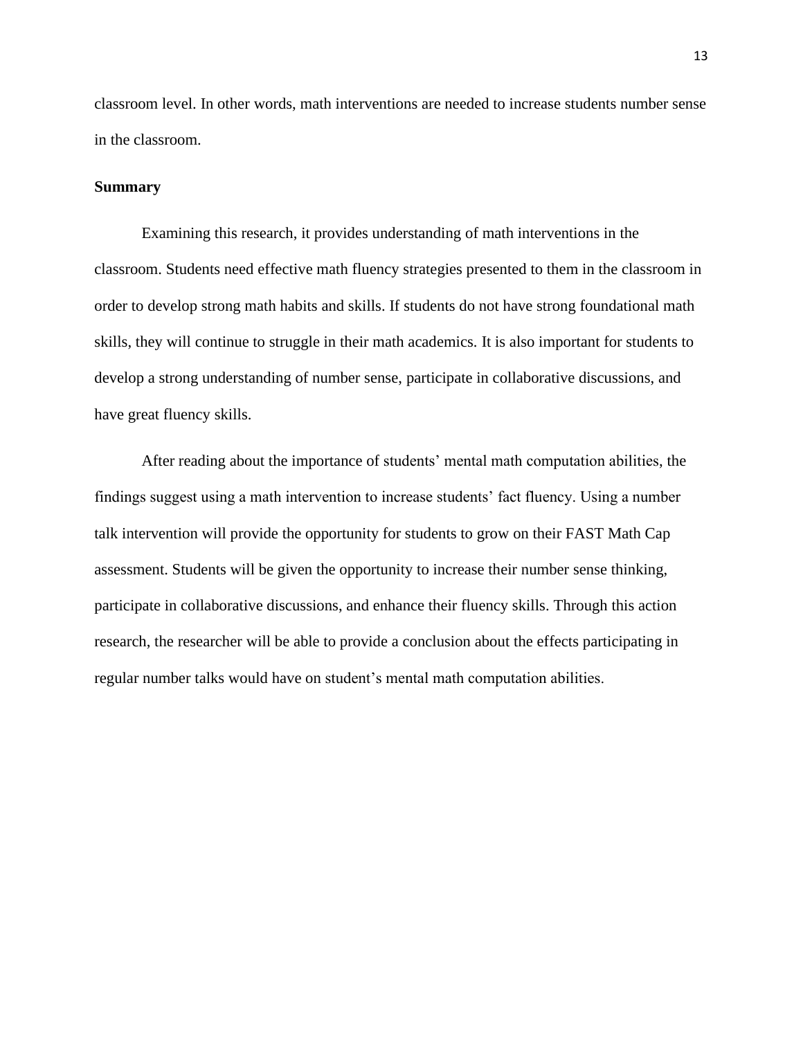classroom level. In other words, math interventions are needed to increase students number sense in the classroom.

**Summary**

Examining this research, it provides understanding of math interventions in the classroom. Students need effective math fluency strategies presented to them in the classroom in order to develop strong math habits and skills. If students do not have strong foundational math skills, they will continue to struggle in their math academics. It is also important for students to develop a strong understanding of number sense, participate in collaborative discussions, and have great fluency skills.

After reading about the importance of students' mental math computation abilities, the findings suggest using a math intervention to increase students' fact fluency. Using a number talk intervention will provide the opportunity for students to grow on their FAST Math Cap assessment. Students will be given the opportunity to increase their number sense thinking, participate in collaborative discussions, and enhance their fluency skills. Through this action research, the researcher will be able to provide a conclusion about the effects participating in regular number talks would have on student's mental math computation abilities.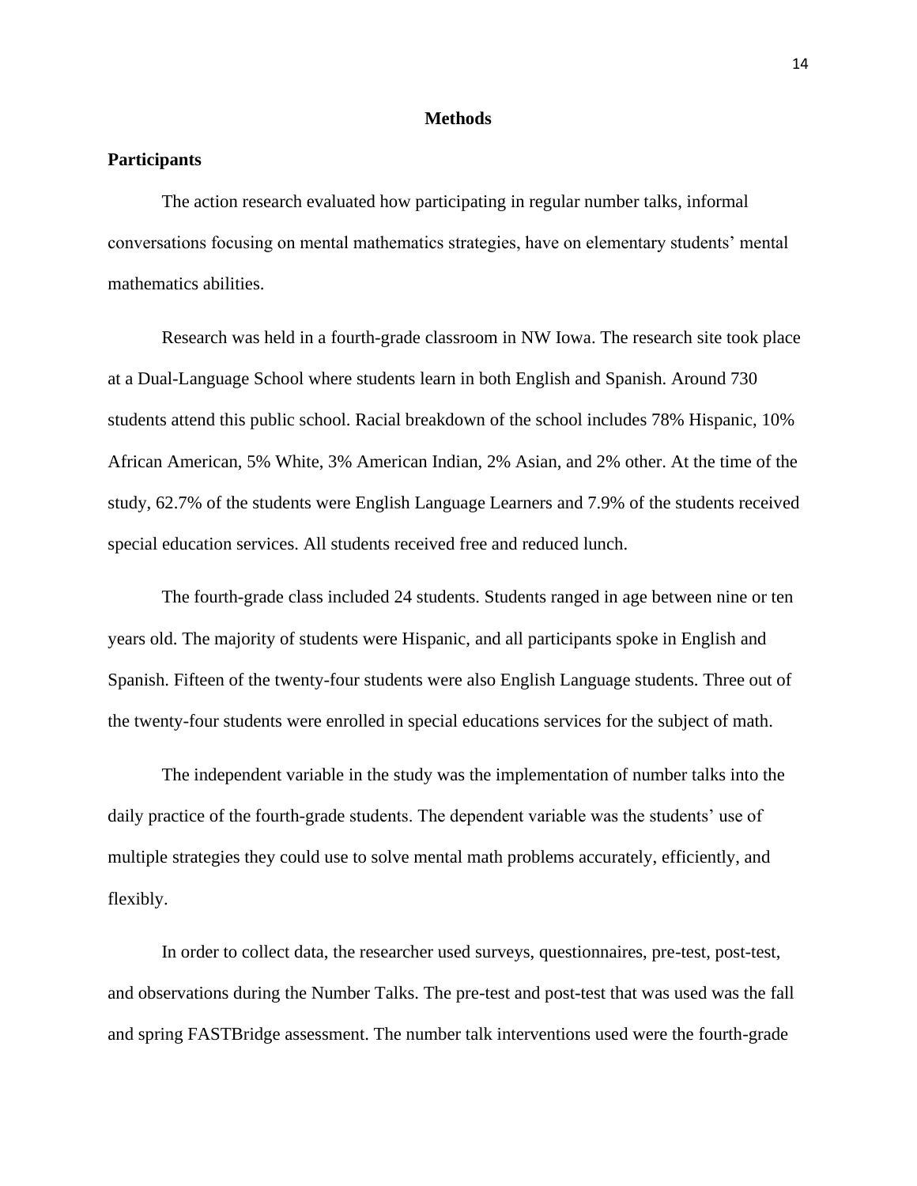## Methods

### Participants

The action research evaluated how participating in regular number talks, informal conversations focusing on mental mathematics strategies, have on elementary students' mental mathematics abilities.

Research was held in a fourth-grade classroom in NW Iowa. The research site took place at a Dual-Language School where students learn in both English and Spanish. Around 730 students attend this public school. Racial breakdown of the school includes 78% Hispanic, 10% African American, 5% White, 3% American Indian, 2% Asian, and 2% other. At the time of the study, 62.7% of the students were English Language Learners and 7.9% of the students received special education services. All students received free and reduced lunch.

The fourth-grade class included 24 students. Students ranged in age between nine or ten years old. The majority of students were Hispanic, and all participants spoke in English and Spanish. Fifteen of the twenty-four students were also English Language students. Three out of the twenty-four students were enrolled in special educations services for the subject of math.

The independent variable in the study was the implementation of number talks into the daily practice of the fourth-grade students. The dependent variable was the students' use of multiple strategies they could use to solve mental math problems accurately, efficiently, and flexibly.

In order to collect data, the researcher used surveys, questionnaires, pre-test, post-test, and observations during the Number Talks. The pre-test and post-test that was used was the fall and spring FASTBridge assessment. The number talk interventions used were the fourth-grade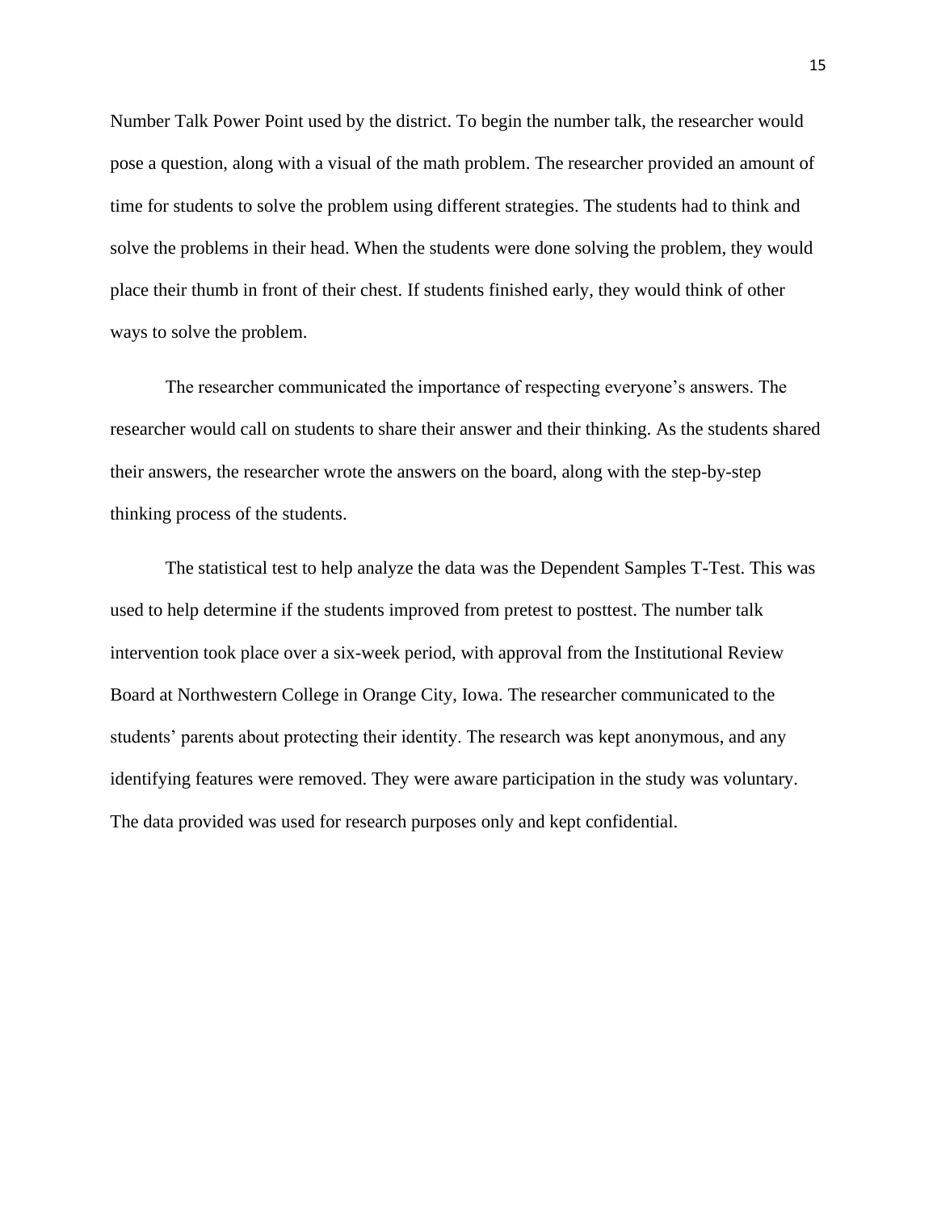Number Talk Power Point used by the district. To begin the number talk, the researcher would pose a question, along with a visual of the math problem. The researcher provided an amount of time for students to solve the problem using different strategies. The students had to think and solve the problems in their head. When the students were done solving the problem, they would place their thumb in front of their chest. If students finished early, they would think of other ways to solve the problem.

The researcher communicated the importance of respecting everyone's answers. The researcher would call on students to share their answer and their thinking. As the students shared their answers, the researcher wrote the answers on the board, along with the step-by-step thinking process of the students.

The statistical test to help analyze the data was the Dependent Samples T-Test. This was used to help determine if the students improved from pretest to posttest. The number talk intervention took place over a six-week period, with approval from the Institutional Review Board at Northwestern College in Orange City, Iowa. The researcher communicated to the students' parents about protecting their identity. The research was kept anonymous, and any identifying features were removed. They were aware participation in the study was voluntary. The data provided was used for research purposes only and kept confidential.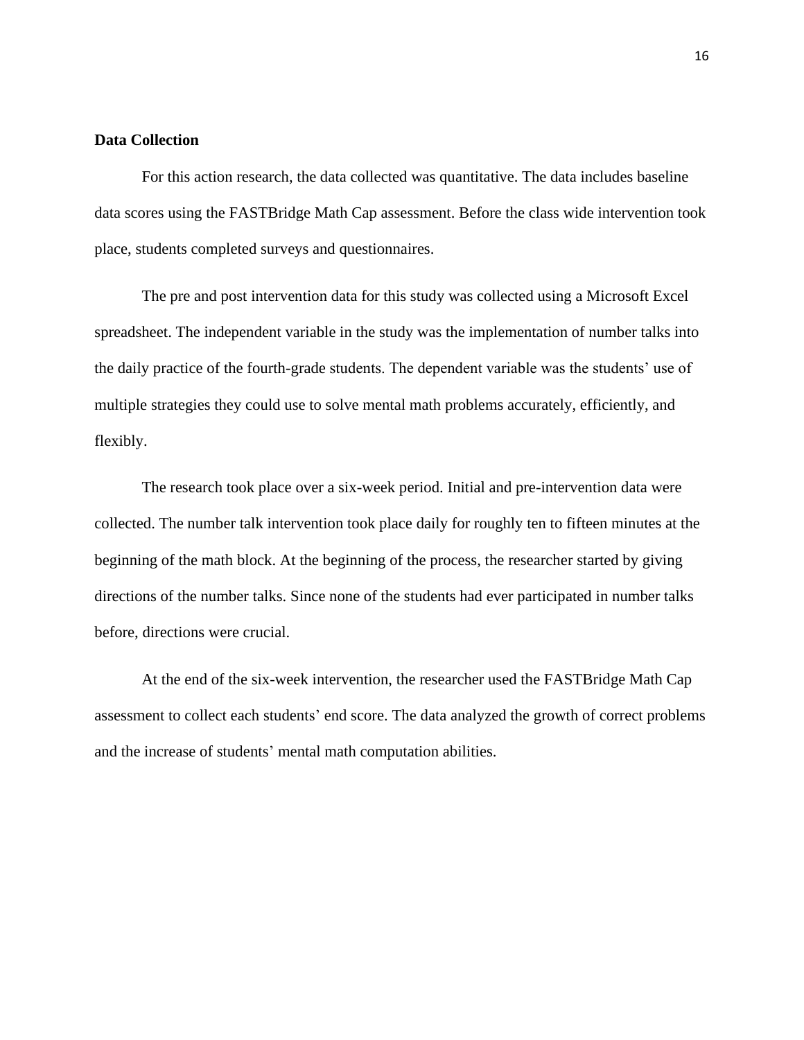**Data Collection**

For this action research, the data collected was quantitative. The data includes baseline data scores using the FASTBridge Math Cap assessment. Before the class wide intervention took place, students completed surveys and questionnaires.

The pre and post intervention data for this study was collected using a Microsoft Excel spreadsheet. The independent variable in the study was the implementation of number talks into the daily practice of the fourth-grade students. The dependent variable was the students' use of multiple strategies they could use to solve mental math problems accurately, efficiently, and flexibly.

The research took place over a six-week period. Initial and pre-intervention data were collected. The number talk intervention took place daily for roughly ten to fifteen minutes at the beginning of the math block. At the beginning of the process, the researcher started by giving directions of the number talks. Since none of the students had ever participated in number talks before, directions were crucial.

At the end of the six-week intervention, the researcher used the FASTBridge Math Cap assessment to collect each students' end score. The data analyzed the growth of correct problems and the increase of students' mental math computation abilities.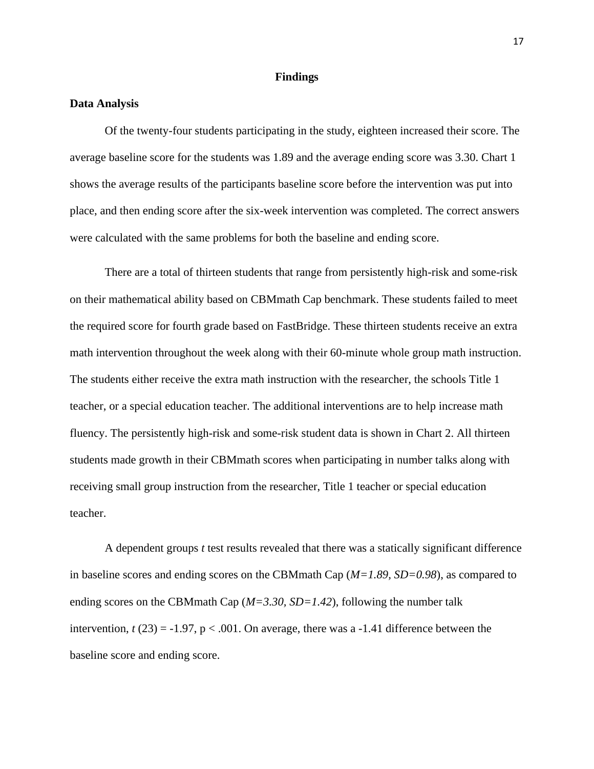# Findings

## Data Analysis

Of the twenty-four students participating in the study, eighteen increased their score. The average baseline score for the students was 1.89 and the average ending score was 3.30. Chart 1 shows the average results of the participants baseline score before the intervention was put into place, and then ending score after the six-week intervention was completed. The correct answers were calculated with the same problems for both the baseline and ending score.

There are a total of thirteen students that range from persistently high-risk and some-risk on their mathematical ability based on CBMmath Cap benchmark. These students failed to meet the required score for fourth grade based on FastBridge. These thirteen students receive an extra math intervention throughout the week along with their 60-minute whole group math instruction. The students either receive the extra math instruction with the researcher, the schools Title 1 teacher, or a special education teacher. The additional interventions are to help increase math fluency. The persistently high-risk and some-risk student data is shown in Chart 2. All thirteen students made growth in their CBMmath scores when participating in number talks along with receiving small group instruction from the researcher, Title 1 teacher or special education teacher.

A dependent groups *t* test results revealed that there was a statically significant difference in baseline scores and ending scores on the CBMmath Cap (*M=1.89, SD=0.98*), as compared to ending scores on the CBMmath Cap (*M=3.30, SD=1.42*), following the number talk intervention, $t\,(23) = -1.97$, $p < .001$. On average, there was a -1.41 difference between the baseline score and ending score.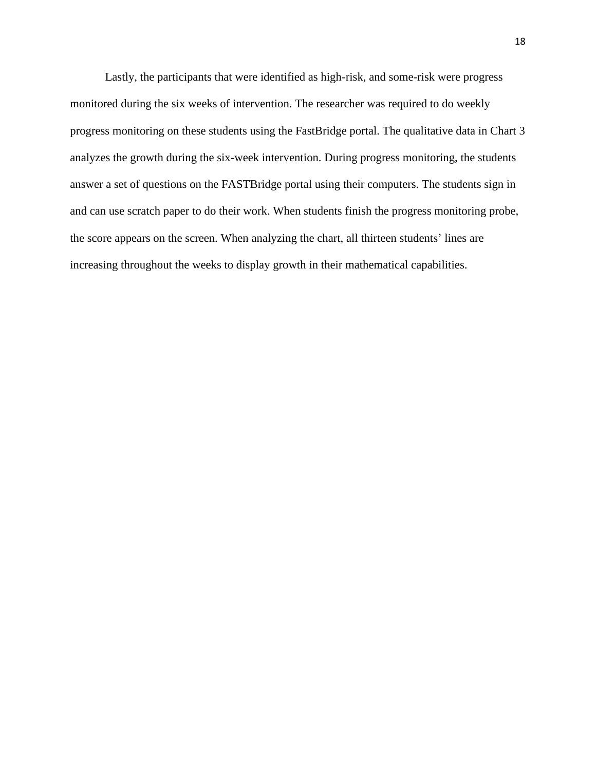Lastly, the participants that were identified as high-risk, and some-risk were progress monitored during the six weeks of intervention. The researcher was required to do weekly progress monitoring on these students using the FastBridge portal. The qualitative data in Chart 3 analyzes the growth during the six-week intervention. During progress monitoring, the students answer a set of questions on the FASTBridge portal using their computers. The students sign in and can use scratch paper to do their work. When students finish the progress monitoring probe, the score appears on the screen. When analyzing the chart, all thirteen students' lines are increasing throughout the weeks to display growth in their mathematical capabilities.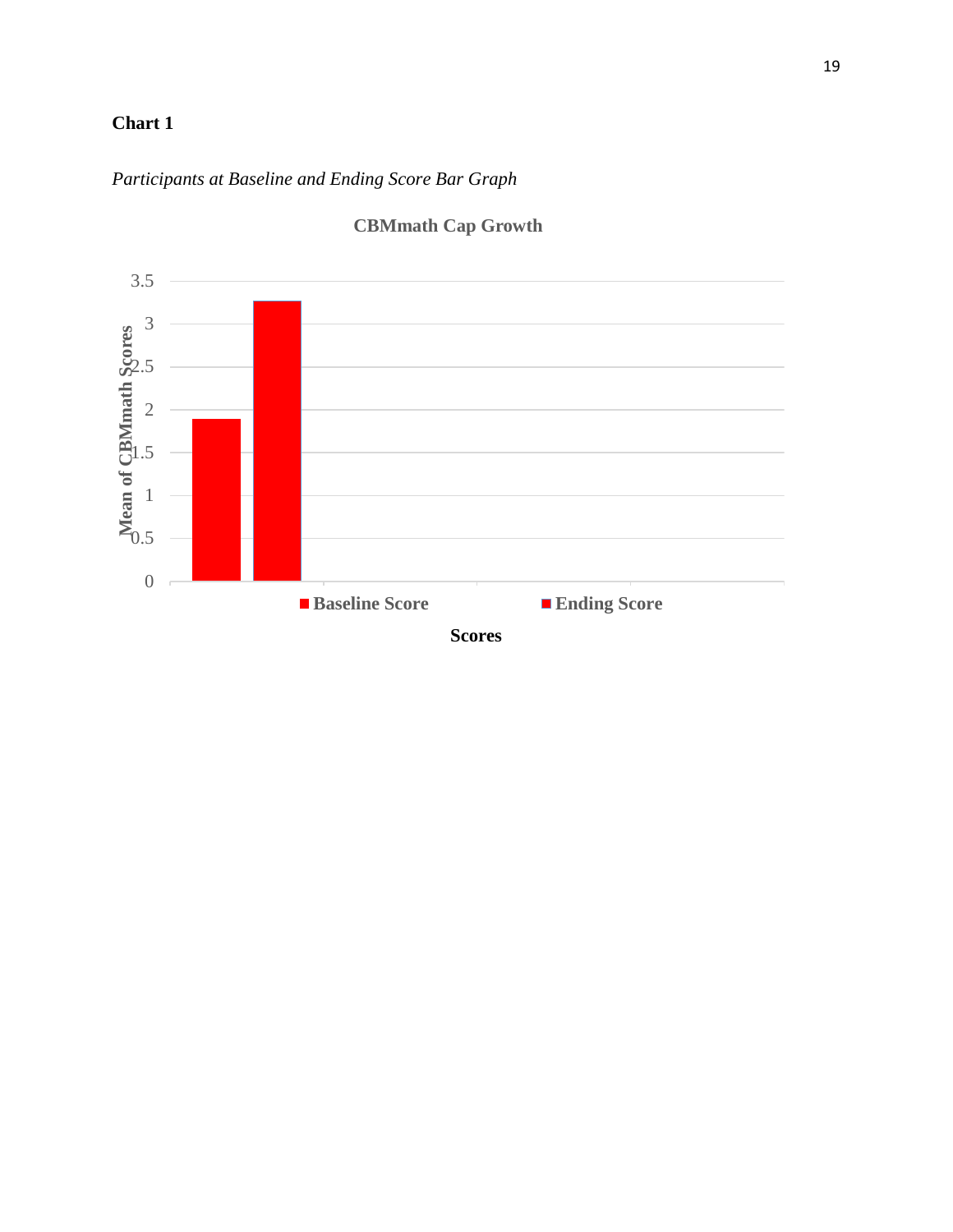**Chart 1**

*Participants at Baseline and Ending Score Bar Graph*

**CBMmath Cap Growth**

| Scores | Mean of CBMmath Scores |
|---|---|
| Baseline Score | ~1.9 |
| Ending Score | ~3.27 |

Y-axis: Mean of CBMmath Scores (0 to 3.5)

X-axis: Scores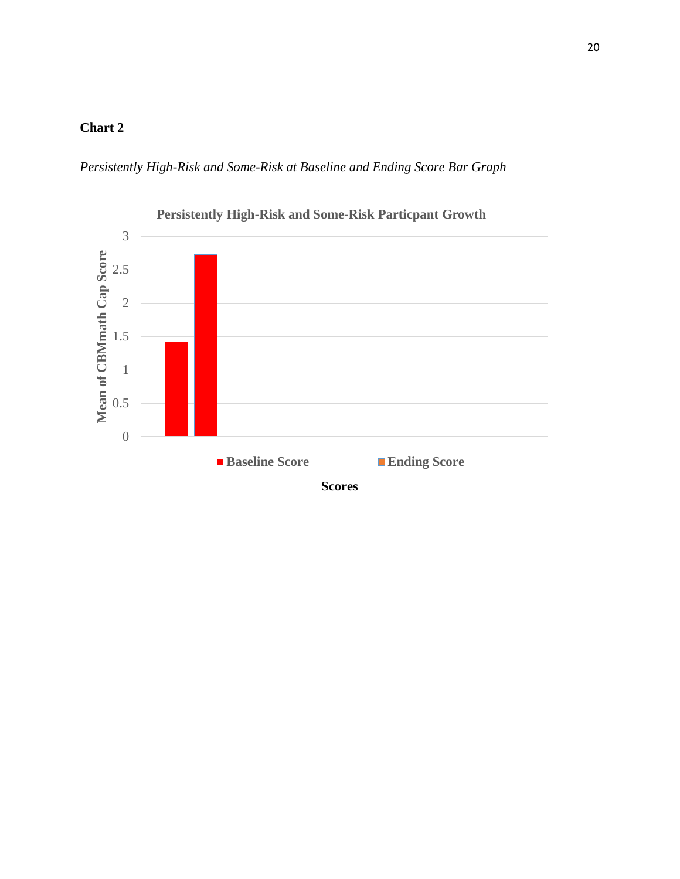**Chart 2**

*Persistently High-Risk and Some-Risk at Baseline and Ending Score Bar Graph*

**Persistently High-Risk and Some-Risk Particpant Growth**

Mean of CBMmath Cap Score

3
2.5
2
1.5
1
0.5
0

Baseline Score    Ending Score

**Scores**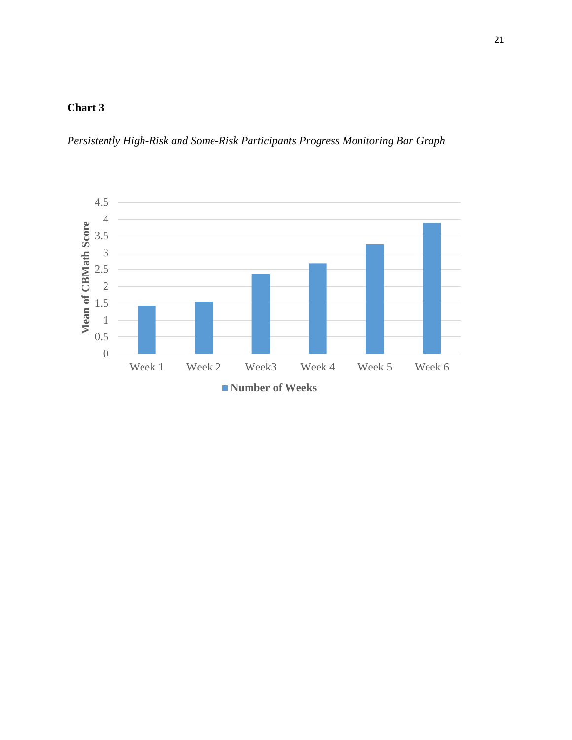**Chart 3**

*Persistently High-Risk and Some-Risk Participants Progress Monitoring Bar Graph*

| Week | Mean of CBMath Score |
|---|---|
| Week 1 | ~1.4 |
| Week 2 | ~1.5 |
| Week3 | ~2.35 |
| Week 4 | ~2.65 |
| Week 5 | ~3.25 |
| Week 6 | ~3.85 |

Y-axis: **Mean of CBMath Score** (0 to 4.5)

Legend: **Number of Weeks**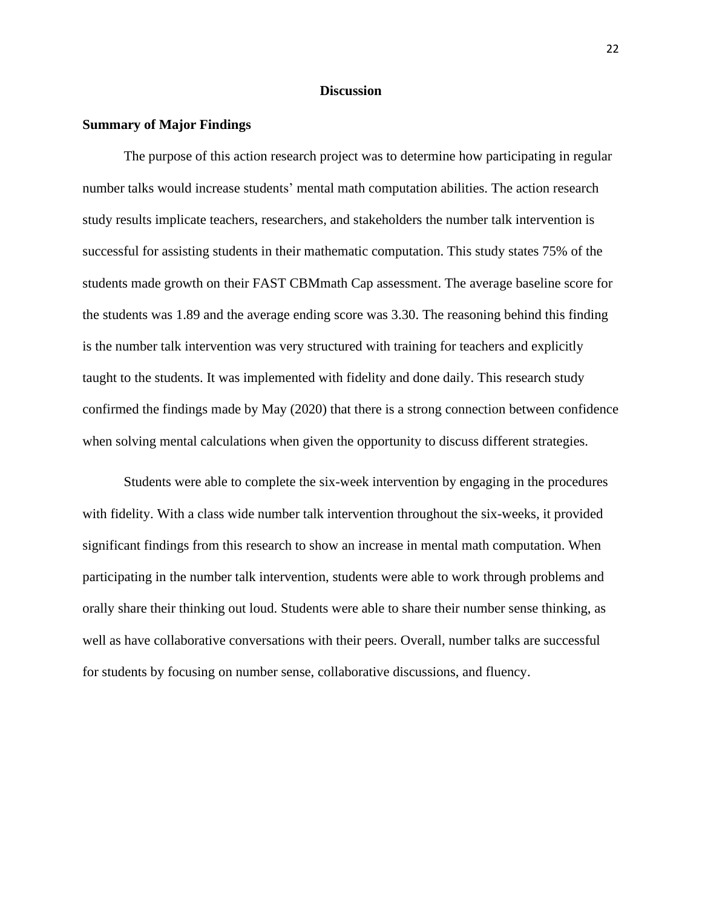# Discussion

## Summary of Major Findings

The purpose of this action research project was to determine how participating in regular number talks would increase students' mental math computation abilities. The action research study results implicate teachers, researchers, and stakeholders the number talk intervention is successful for assisting students in their mathematic computation. This study states 75% of the students made growth on their FAST CBMmath Cap assessment. The average baseline score for the students was 1.89 and the average ending score was 3.30. The reasoning behind this finding is the number talk intervention was very structured with training for teachers and explicitly taught to the students. It was implemented with fidelity and done daily. This research study confirmed the findings made by May (2020) that there is a strong connection between confidence when solving mental calculations when given the opportunity to discuss different strategies.

Students were able to complete the six-week intervention by engaging in the procedures with fidelity. With a class wide number talk intervention throughout the six-weeks, it provided significant findings from this research to show an increase in mental math computation. When participating in the number talk intervention, students were able to work through problems and orally share their thinking out loud. Students were able to share their number sense thinking, as well as have collaborative conversations with their peers. Overall, number talks are successful for students by focusing on number sense, collaborative discussions, and fluency.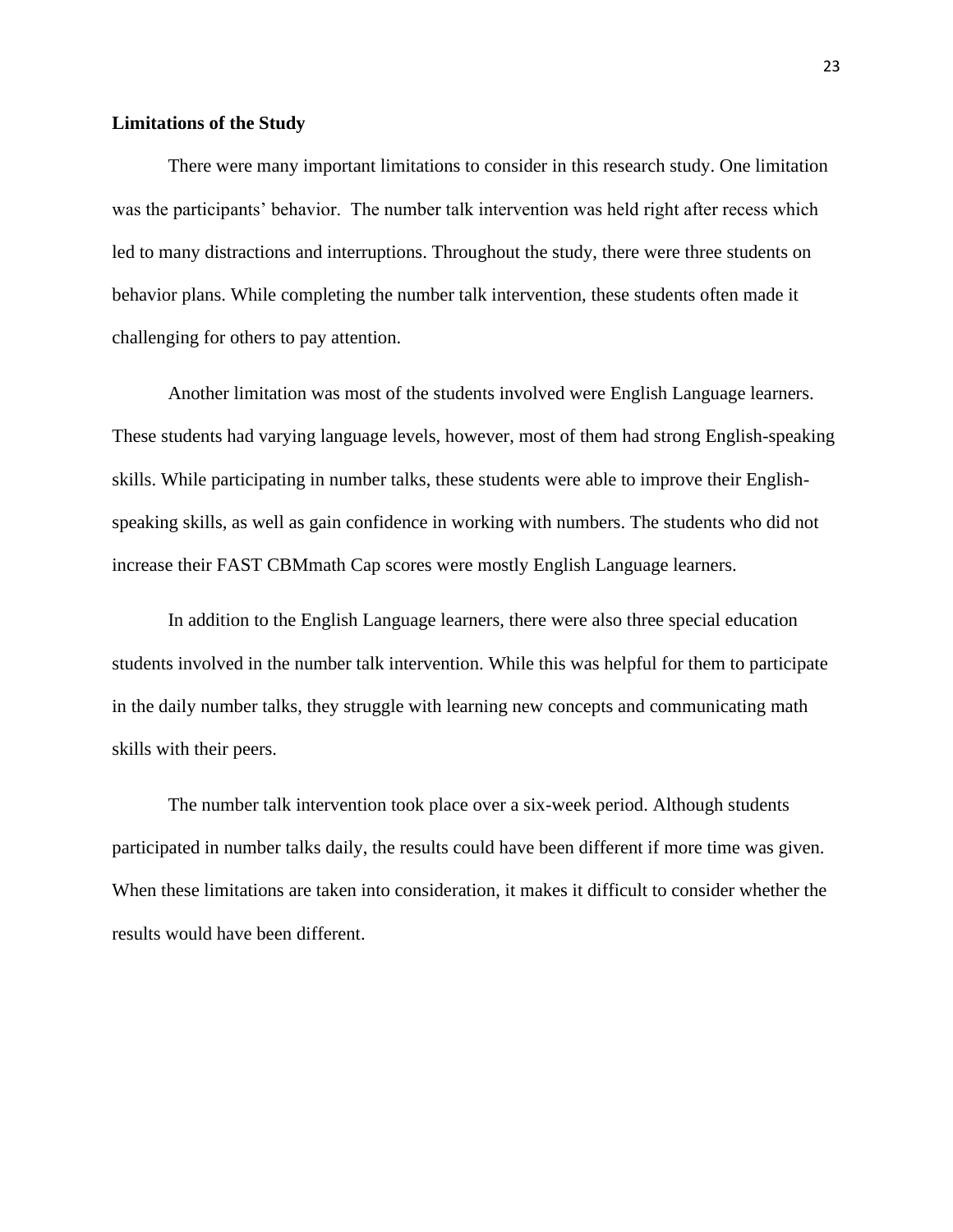**Limitations of the Study**

There were many important limitations to consider in this research study. One limitation was the participants' behavior. The number talk intervention was held right after recess which led to many distractions and interruptions. Throughout the study, there were three students on behavior plans. While completing the number talk intervention, these students often made it challenging for others to pay attention.

Another limitation was most of the students involved were English Language learners. These students had varying language levels, however, most of them had strong English-speaking skills. While participating in number talks, these students were able to improve their English-speaking skills, as well as gain confidence in working with numbers. The students who did not increase their FAST CBMmath Cap scores were mostly English Language learners.

In addition to the English Language learners, there were also three special education students involved in the number talk intervention. While this was helpful for them to participate in the daily number talks, they struggle with learning new concepts and communicating math skills with their peers.

The number talk intervention took place over a six-week period. Although students participated in number talks daily, the results could have been different if more time was given. When these limitations are taken into consideration, it makes it difficult to consider whether the results would have been different.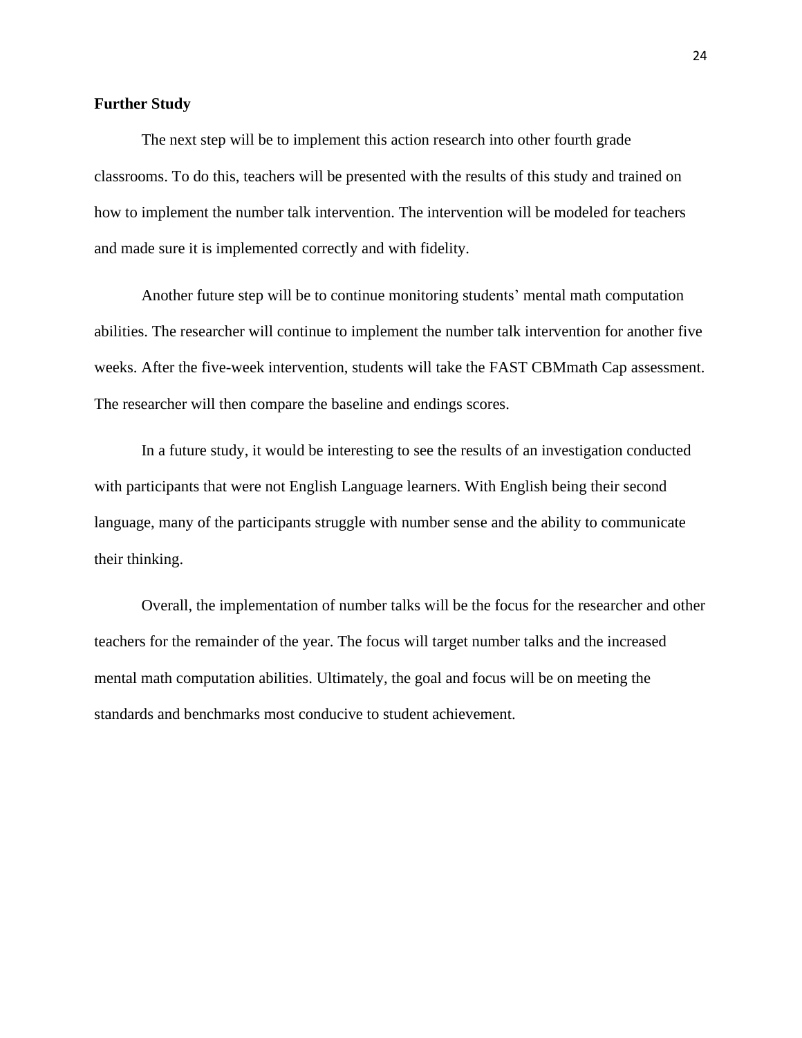**Further Study**

The next step will be to implement this action research into other fourth grade classrooms. To do this, teachers will be presented with the results of this study and trained on how to implement the number talk intervention. The intervention will be modeled for teachers and made sure it is implemented correctly and with fidelity.

Another future step will be to continue monitoring students' mental math computation abilities. The researcher will continue to implement the number talk intervention for another five weeks. After the five-week intervention, students will take the FAST CBMmath Cap assessment. The researcher will then compare the baseline and endings scores.

In a future study, it would be interesting to see the results of an investigation conducted with participants that were not English Language learners. With English being their second language, many of the participants struggle with number sense and the ability to communicate their thinking.

Overall, the implementation of number talks will be the focus for the researcher and other teachers for the remainder of the year. The focus will target number talks and the increased mental math computation abilities. Ultimately, the goal and focus will be on meeting the standards and benchmarks most conducive to student achievement.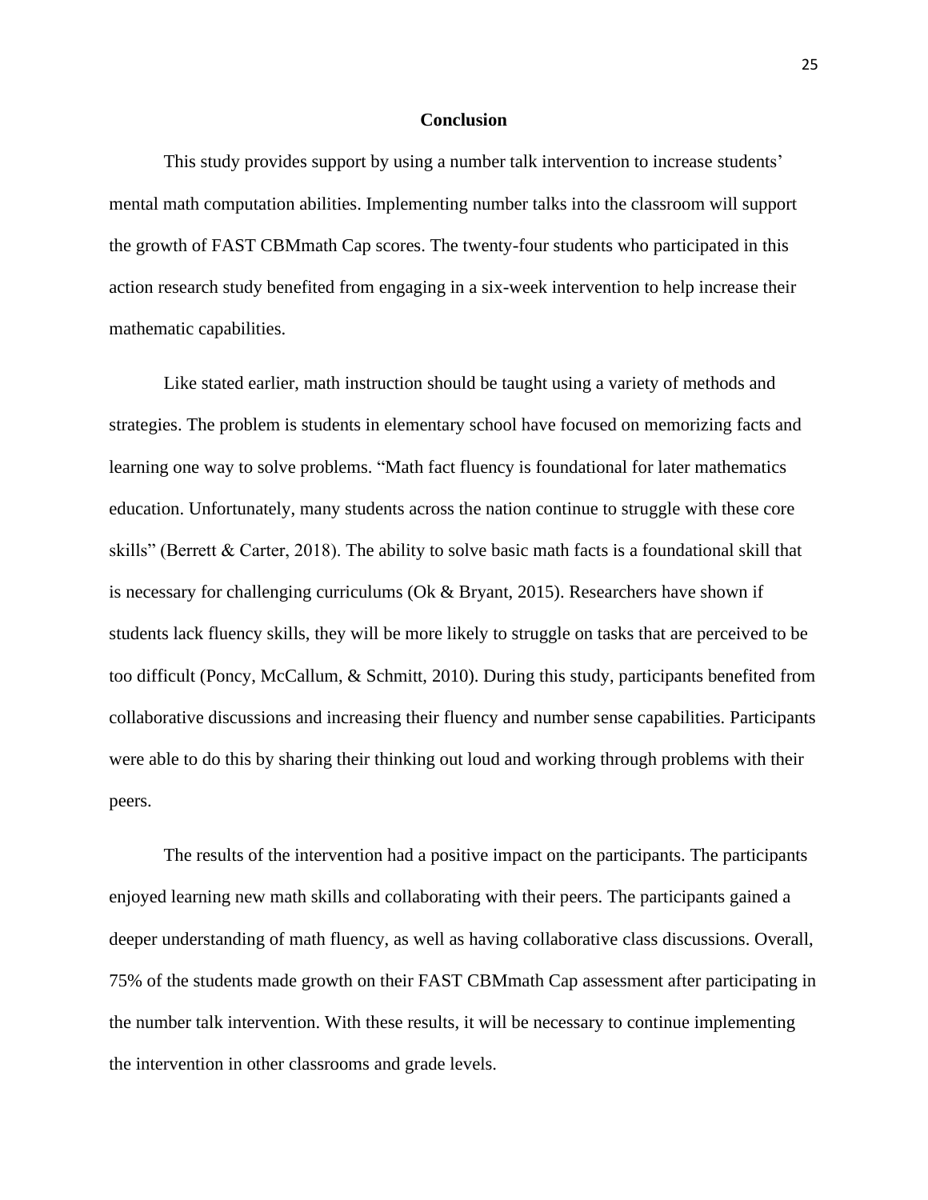## Conclusion

This study provides support by using a number talk intervention to increase students' mental math computation abilities. Implementing number talks into the classroom will support the growth of FAST CBMmath Cap scores. The twenty-four students who participated in this action research study benefited from engaging in a six-week intervention to help increase their mathematic capabilities.

Like stated earlier, math instruction should be taught using a variety of methods and strategies. The problem is students in elementary school have focused on memorizing facts and learning one way to solve problems. "Math fact fluency is foundational for later mathematics education. Unfortunately, many students across the nation continue to struggle with these core skills" (Berrett & Carter, 2018). The ability to solve basic math facts is a foundational skill that is necessary for challenging curriculums (Ok & Bryant, 2015). Researchers have shown if students lack fluency skills, they will be more likely to struggle on tasks that are perceived to be too difficult (Poncy, McCallum, & Schmitt, 2010). During this study, participants benefited from collaborative discussions and increasing their fluency and number sense capabilities. Participants were able to do this by sharing their thinking out loud and working through problems with their peers.

The results of the intervention had a positive impact on the participants. The participants enjoyed learning new math skills and collaborating with their peers. The participants gained a deeper understanding of math fluency, as well as having collaborative class discussions. Overall, 75% of the students made growth on their FAST CBMmath Cap assessment after participating in the number talk intervention. With these results, it will be necessary to continue implementing the intervention in other classrooms and grade levels.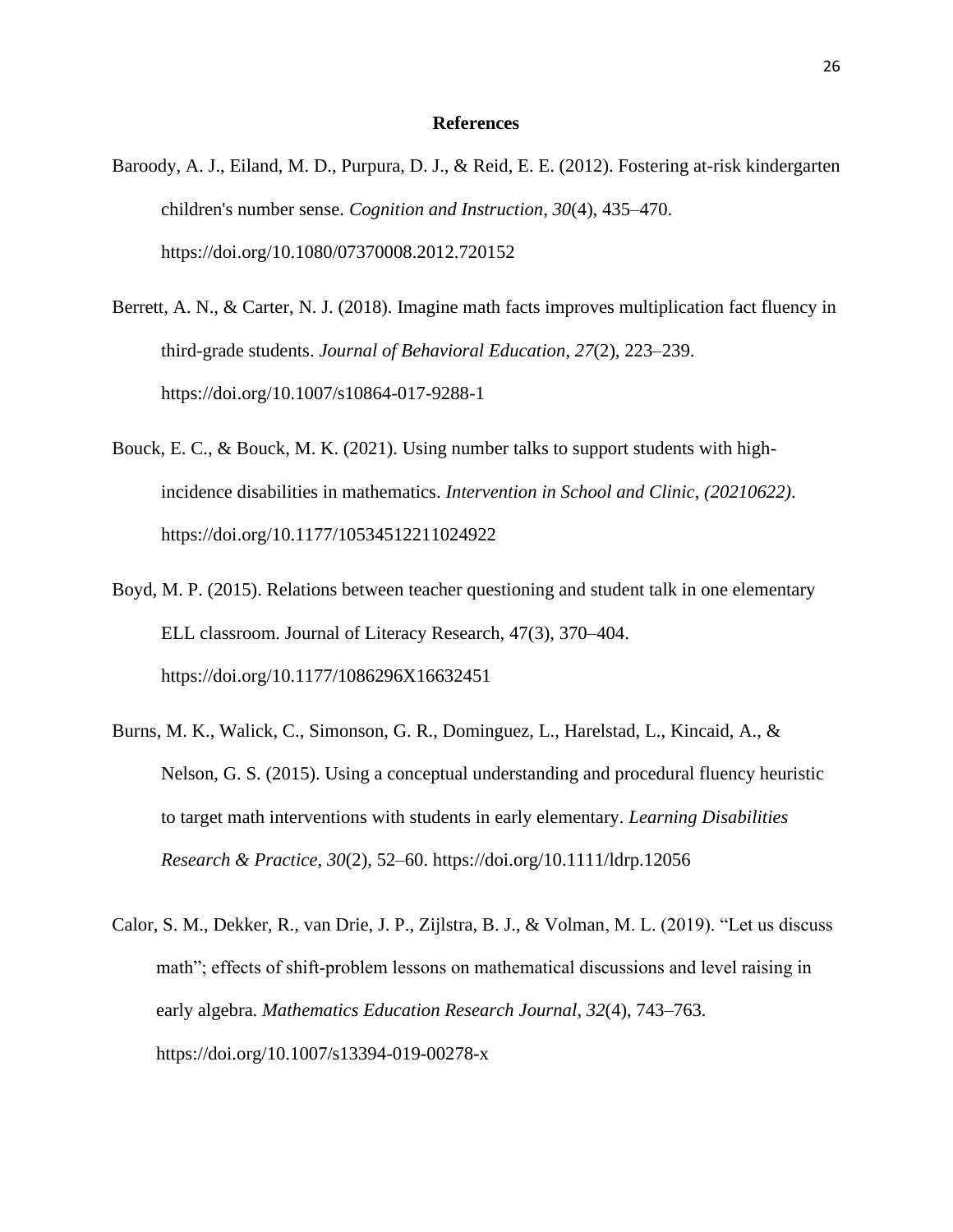# References

Baroody, A. J., Eiland, M. D., Purpura, D. J., & Reid, E. E. (2012). Fostering at-risk kindergarten children's number sense. *Cognition and Instruction*, *30*(4), 435–470. https://doi.org/10.1080/07370008.2012.720152

Berrett, A. N., & Carter, N. J. (2018). Imagine math facts improves multiplication fact fluency in third-grade students. *Journal of Behavioral Education*, *27*(2), 223–239. https://doi.org/10.1007/s10864-017-9288-1

Bouck, E. C., & Bouck, M. K. (2021). Using number talks to support students with high-incidence disabilities in mathematics. *Intervention in School and Clinic*, *(20210622)*. https://doi.org/10.1177/10534512211024922

Boyd, M. P. (2015). Relations between teacher questioning and student talk in one elementary ELL classroom. Journal of Literacy Research, 47(3), 370–404. https://doi.org/10.1177/1086296X16632451

Burns, M. K., Walick, C., Simonson, G. R., Dominguez, L., Harelstad, L., Kincaid, A., & Nelson, G. S. (2015). Using a conceptual understanding and procedural fluency heuristic to target math interventions with students in early elementary. *Learning Disabilities Research & Practice*, *30*(2), 52–60. https://doi.org/10.1111/ldrp.12056

Calor, S. M., Dekker, R., van Drie, J. P., Zijlstra, B. J., & Volman, M. L. (2019). "Let us discuss math"; effects of shift-problem lessons on mathematical discussions and level raising in early algebra. *Mathematics Education Research Journal*, *32*(4), 743–763. https://doi.org/10.1007/s13394-019-00278-x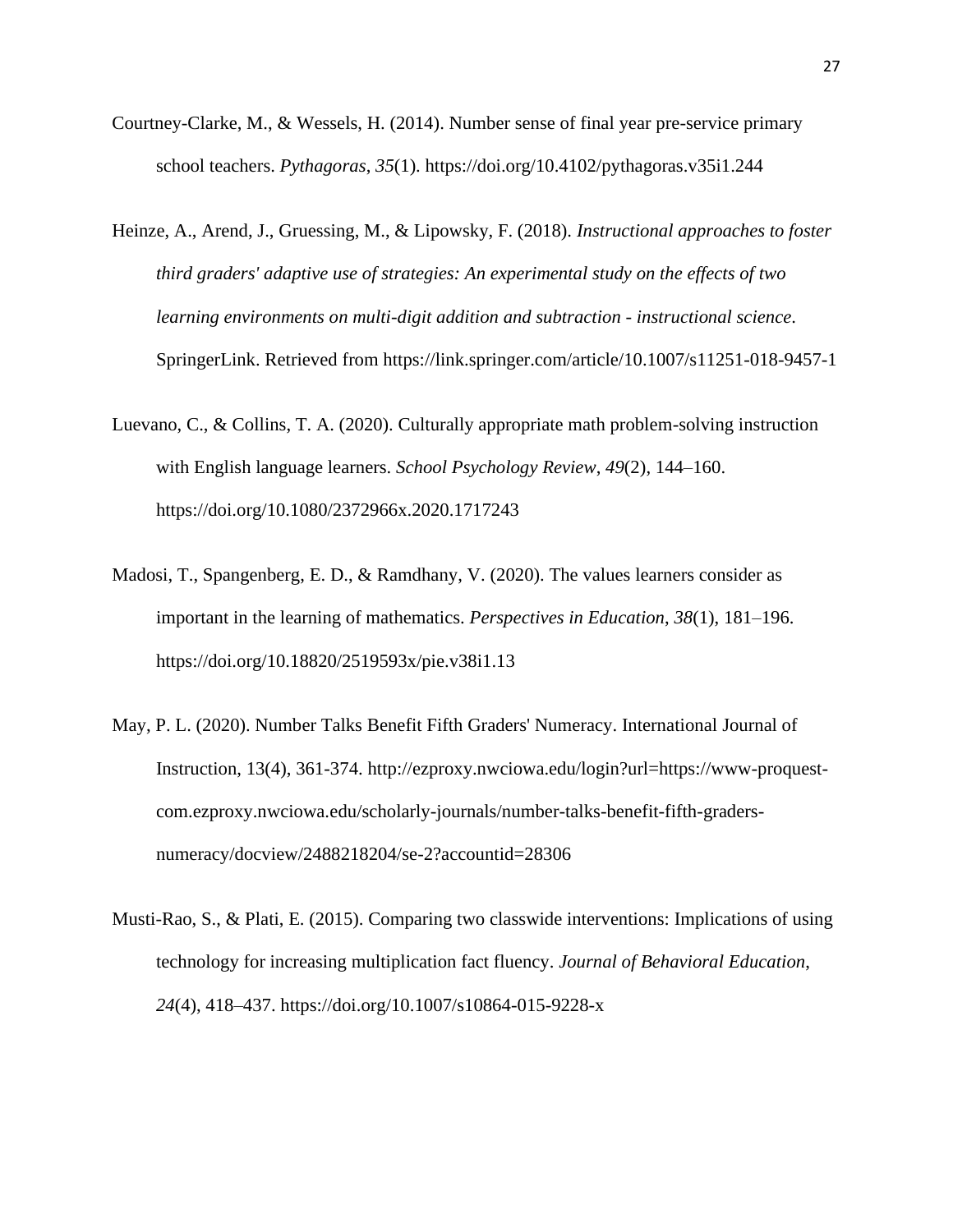Courtney-Clarke, M., & Wessels, H. (2014). Number sense of final year pre-service primary school teachers. *Pythagoras*, *35*(1). https://doi.org/10.4102/pythagoras.v35i1.244

Heinze, A., Arend, J., Gruessing, M., & Lipowsky, F. (2018). *Instructional approaches to foster third graders' adaptive use of strategies: An experimental study on the effects of two learning environments on multi-digit addition and subtraction - instructional science*. SpringerLink. Retrieved from https://link.springer.com/article/10.1007/s11251-018-9457-1

Luevano, C., & Collins, T. A. (2020). Culturally appropriate math problem-solving instruction with English language learners. *School Psychology Review*, *49*(2), 144–160. https://doi.org/10.1080/2372966x.2020.1717243

Madosi, T., Spangenberg, E. D., & Ramdhany, V. (2020). The values learners consider as important in the learning of mathematics. *Perspectives in Education*, *38*(1), 181–196. https://doi.org/10.18820/2519593x/pie.v38i1.13

May, P. L. (2020). Number Talks Benefit Fifth Graders' Numeracy. International Journal of Instruction, 13(4), 361-374. http://ezproxy.nwciowa.edu/login?url=https://www-proquest-com.ezproxy.nwciowa.edu/scholarly-journals/number-talks-benefit-fifth-graders-numeracy/docview/2488218204/se-2?accountid=28306

Musti-Rao, S., & Plati, E. (2015). Comparing two classwide interventions: Implications of using technology for increasing multiplication fact fluency. *Journal of Behavioral Education*, *24*(4), 418–437. https://doi.org/10.1007/s10864-015-9228-x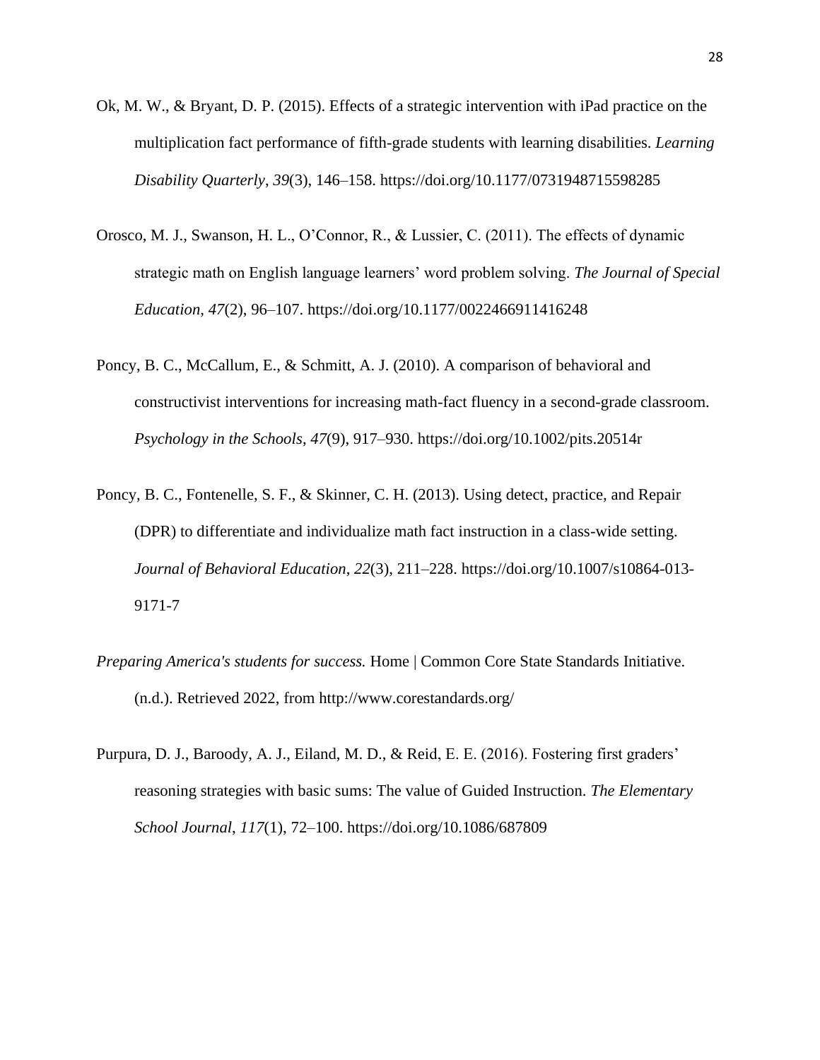Ok, M. W., & Bryant, D. P. (2015). Effects of a strategic intervention with iPad practice on the multiplication fact performance of fifth-grade students with learning disabilities. *Learning Disability Quarterly*, *39*(3), 146–158. https://doi.org/10.1177/0731948715598285

Orosco, M. J., Swanson, H. L., O'Connor, R., & Lussier, C. (2011). The effects of dynamic strategic math on English language learners' word problem solving. *The Journal of Special Education*, *47*(2), 96–107. https://doi.org/10.1177/0022466911416248

Poncy, B. C., McCallum, E., & Schmitt, A. J. (2010). A comparison of behavioral and constructivist interventions for increasing math-fact fluency in a second-grade classroom. *Psychology in the Schools*, *47*(9), 917–930. https://doi.org/10.1002/pits.20514r

Poncy, B. C., Fontenelle, S. F., & Skinner, C. H. (2013). Using detect, practice, and Repair (DPR) to differentiate and individualize math fact instruction in a class-wide setting. *Journal of Behavioral Education*, *22*(3), 211–228. https://doi.org/10.1007/s10864-013-9171-7

*Preparing America's students for success.* Home | Common Core State Standards Initiative. (n.d.). Retrieved 2022, from http://www.corestandards.org/

Purpura, D. J., Baroody, A. J., Eiland, M. D., & Reid, E. E. (2016). Fostering first graders' reasoning strategies with basic sums: The value of Guided Instruction. *The Elementary School Journal*, *117*(1), 72–100. https://doi.org/10.1086/687809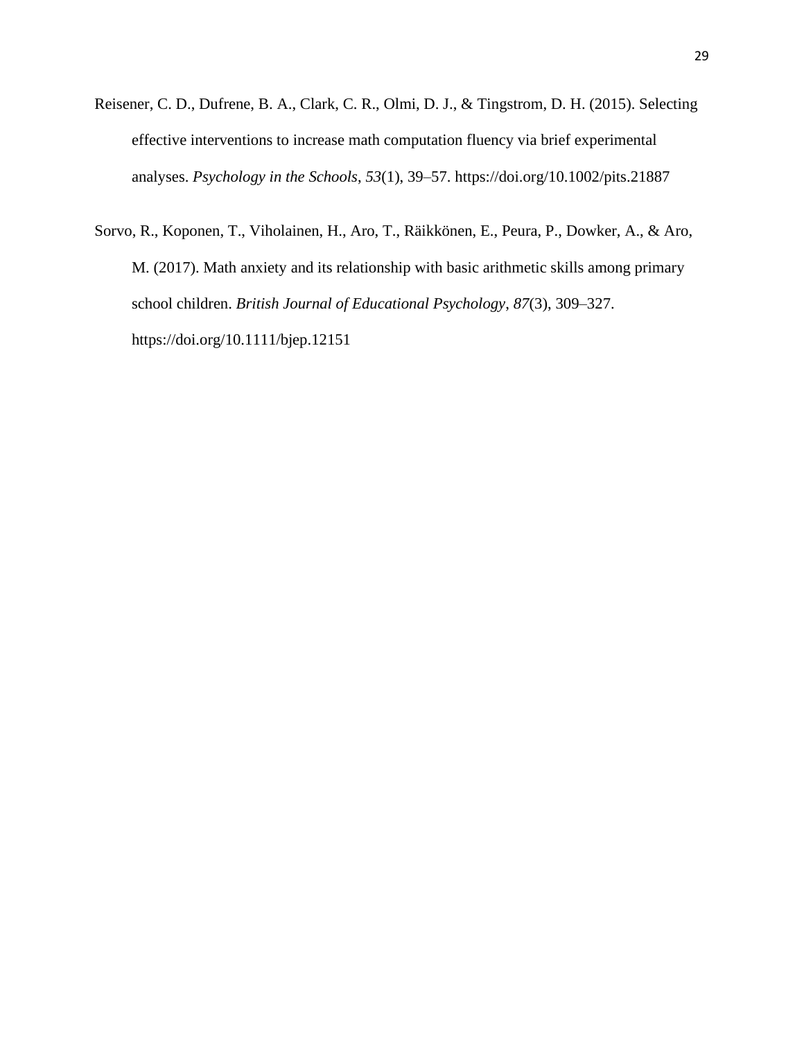Reisener, C. D., Dufrene, B. A., Clark, C. R., Olmi, D. J., & Tingstrom, D. H. (2015). Selecting effective interventions to increase math computation fluency via brief experimental analyses. *Psychology in the Schools*, *53*(1), 39–57. https://doi.org/10.1002/pits.21887

Sorvo, R., Koponen, T., Viholainen, H., Aro, T., Räikkönen, E., Peura, P., Dowker, A., & Aro, M. (2017). Math anxiety and its relationship with basic arithmetic skills among primary school children. *British Journal of Educational Psychology*, *87*(3), 309–327. https://doi.org/10.1111/bjep.12151